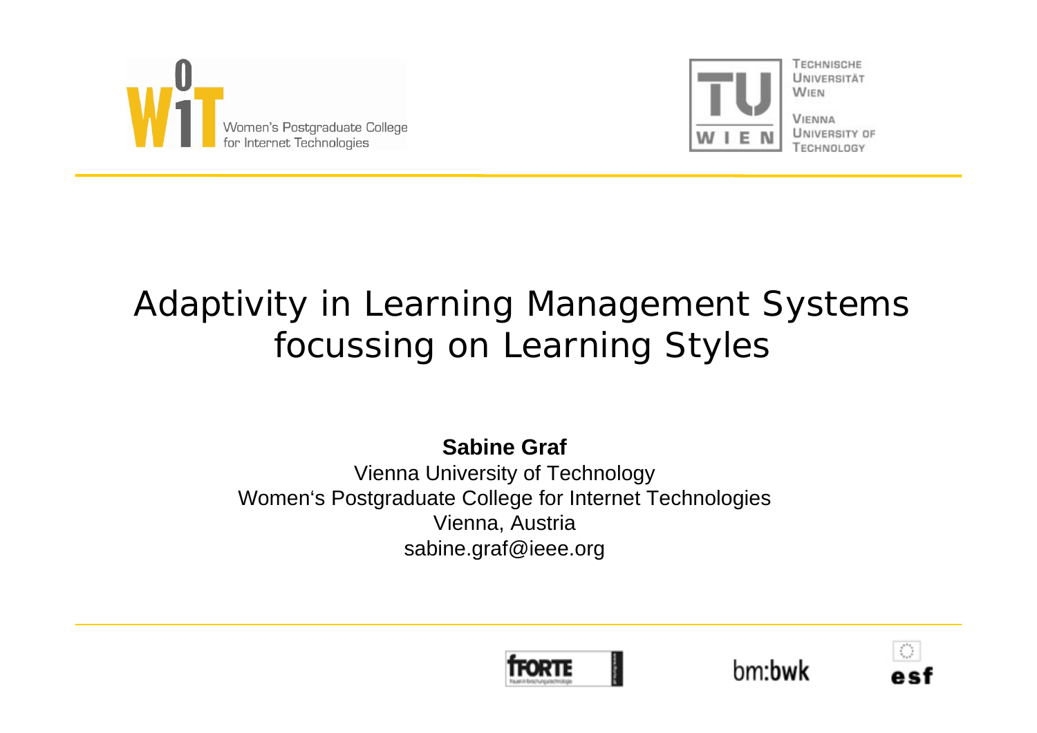# Adaptivity in Learning Management Systems focussing on Learning Styles

**Sabine Graf**

Vienna University of Technology

Women's Postgraduate College for Internet Technologies

Vienna, Austria

sabine.graf@ieee.org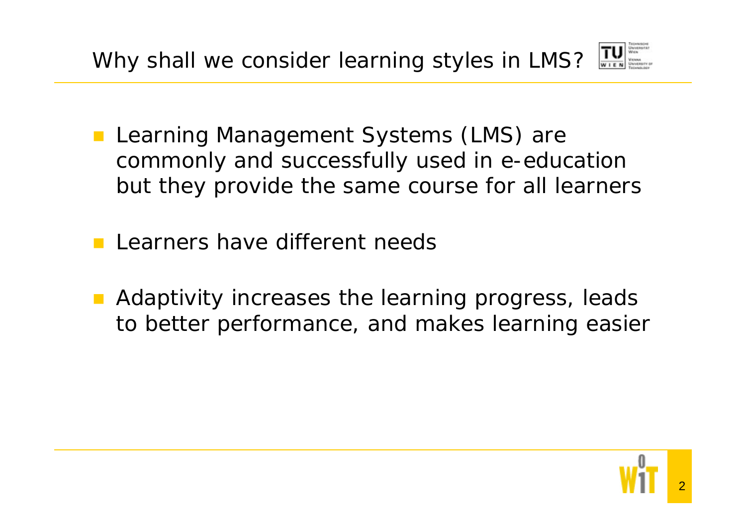# Why shall we consider learning styles in LMS?

- Learning Management Systems (LMS) are commonly and successfully used in e-education but they provide the same course for all learners
- Learners have different needs
- Adaptivity increases the learning progress, leads to better performance, and makes learning easier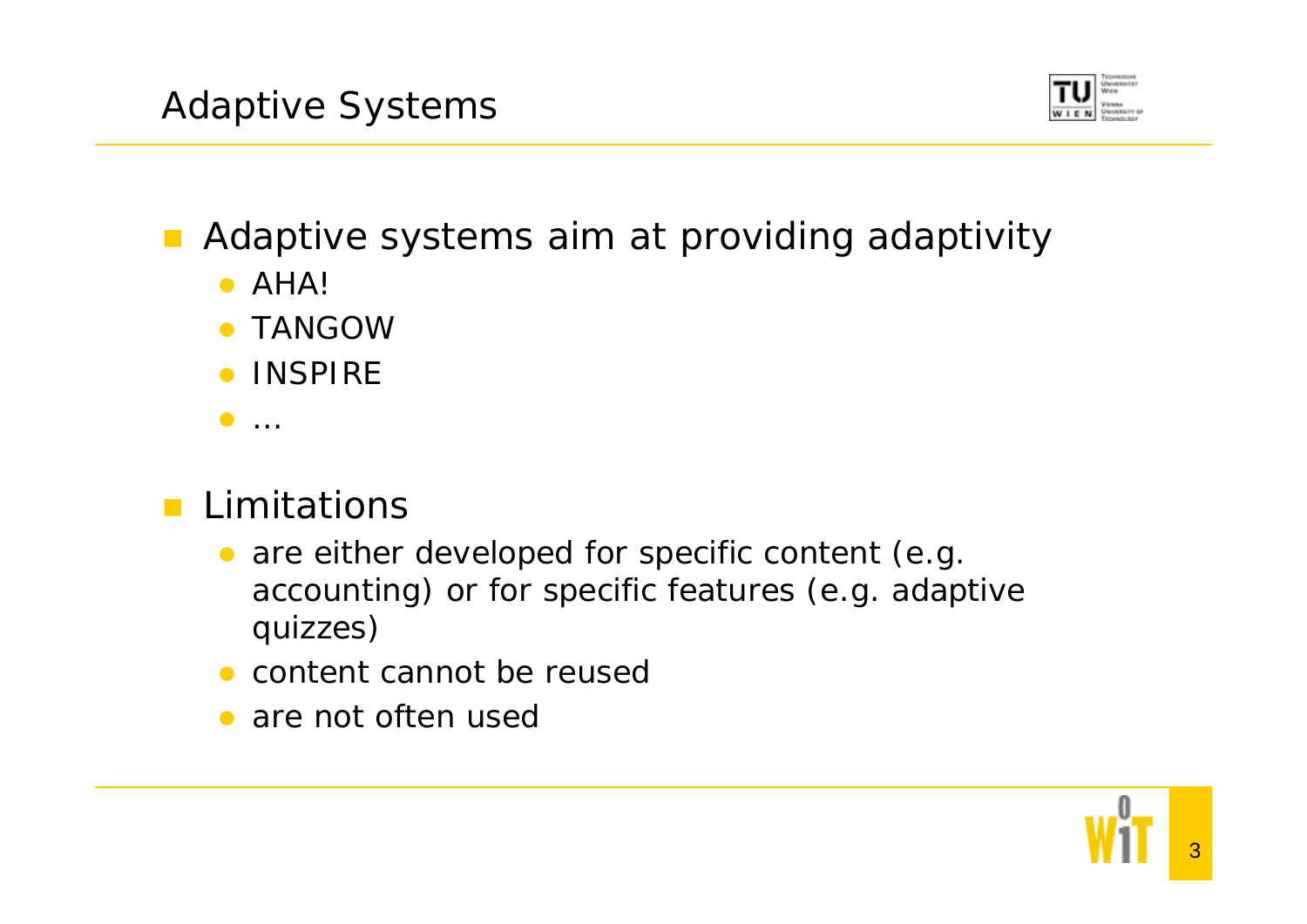# Adaptive Systems

- Adaptive systems aim at providing adaptivity
  - AHA!
  - TANGOW
  - INSPIRE
  - …
- Limitations
  - are either developed for specific content (e.g. accounting) or for specific features (e.g. adaptive quizzes)
  - content cannot be reused
  - are not often used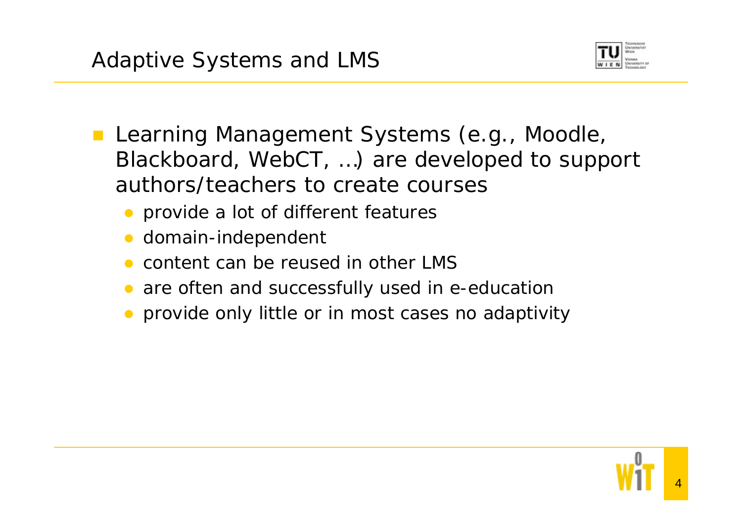## Adaptive Systems and LMS

- Learning Management Systems (e.g., Moodle, Blackboard, WebCT, …) are developed to support authors/teachers to create courses
  - provide a lot of different features
  - domain-independent
  - content can be reused in other LMS
  - are often and successfully used in e-education
  - provide only little or in most cases no adaptivity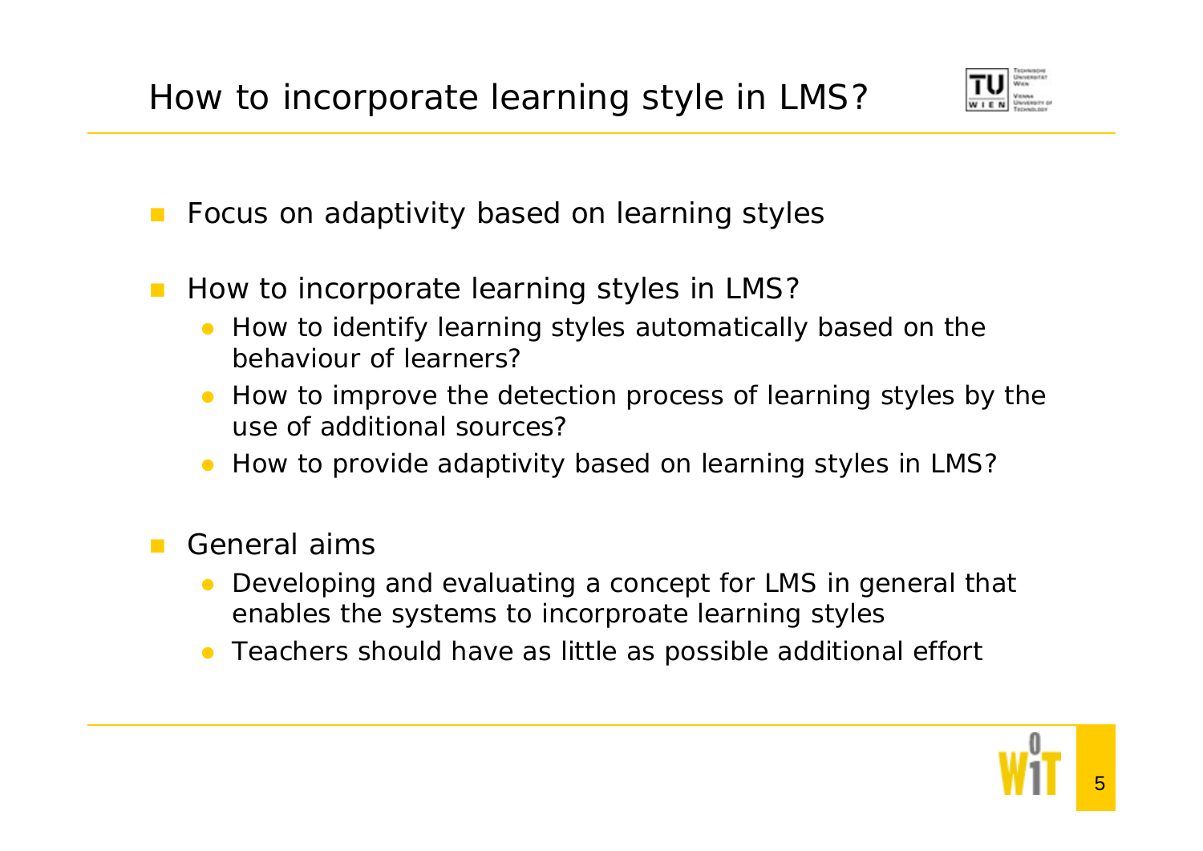# How to incorporate learning style in LMS?

- Focus on adaptivity based on learning styles
- How to incorporate learning styles in LMS?
  - How to identify learning styles automatically based on the behaviour of learners?
  - How to improve the detection process of learning styles by the use of additional sources?
  - How to provide adaptivity based on learning styles in LMS?
- General aims
  - Developing and evaluating a concept for LMS in general that enables the systems to incorproate learning styles
  - Teachers should have as little as possible additional effort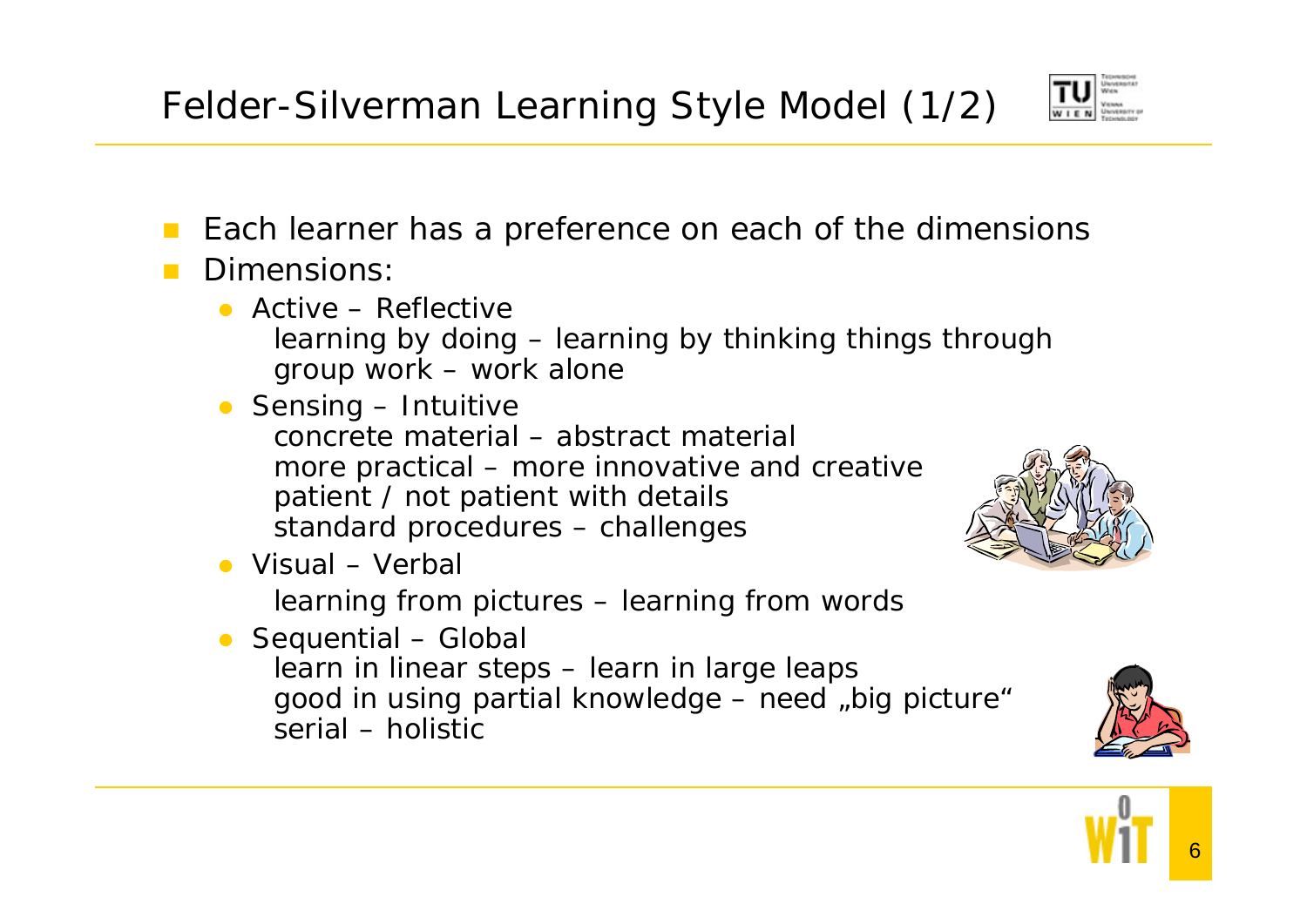# Felder-Silverman Learning Style Model (1/2)

- Each learner has a preference on each of the dimensions
- Dimensions:
  - Active – Reflective
    - learning by doing – learning by thinking things through
    - group work – work alone
  - Sensing – Intuitive
    - concrete material – abstract material
    - more practical – more innovative and creative
    - patient / not patient with details
    - standard procedures – challenges
  - Visual – Verbal
    - learning from pictures – learning from words
  - Sequential – Global
    - learn in linear steps – learn in large leaps
    - good in using partial knowledge – need „big picture"
    - serial – holistic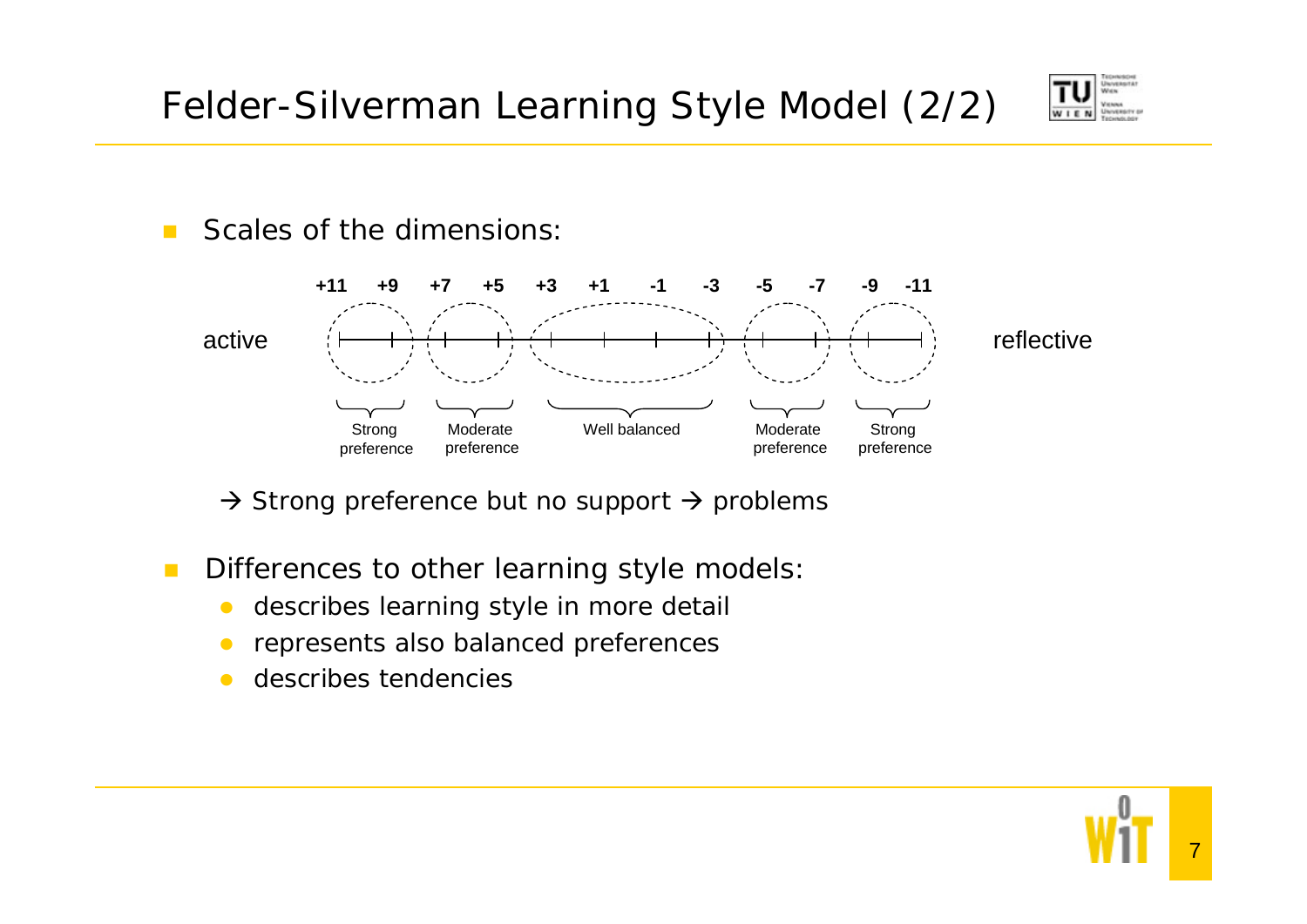# Felder-Silverman Learning Style Model (2/2)

- Scales of the dimensions:

active — +11 +9 | +7 +5 | +3 +1 -1 -3 | -5 -7 | -9 -11 — reflective

| +11 | +9 | +7 | +5 | +3 | +1 | -1 | -3 | -5 | -7 | -9 | -11 |
|---|---|---|---|---|---|---|---|---|---|---|---|
| Strong preference | | Moderate preference | | Well balanced | | | | Moderate preference | | Strong preference | |

→ Strong preference but no support → problems

- Differences to other learning style models:
  - describes learning style in more detail
  - represents also balanced preferences
  - describes tendencies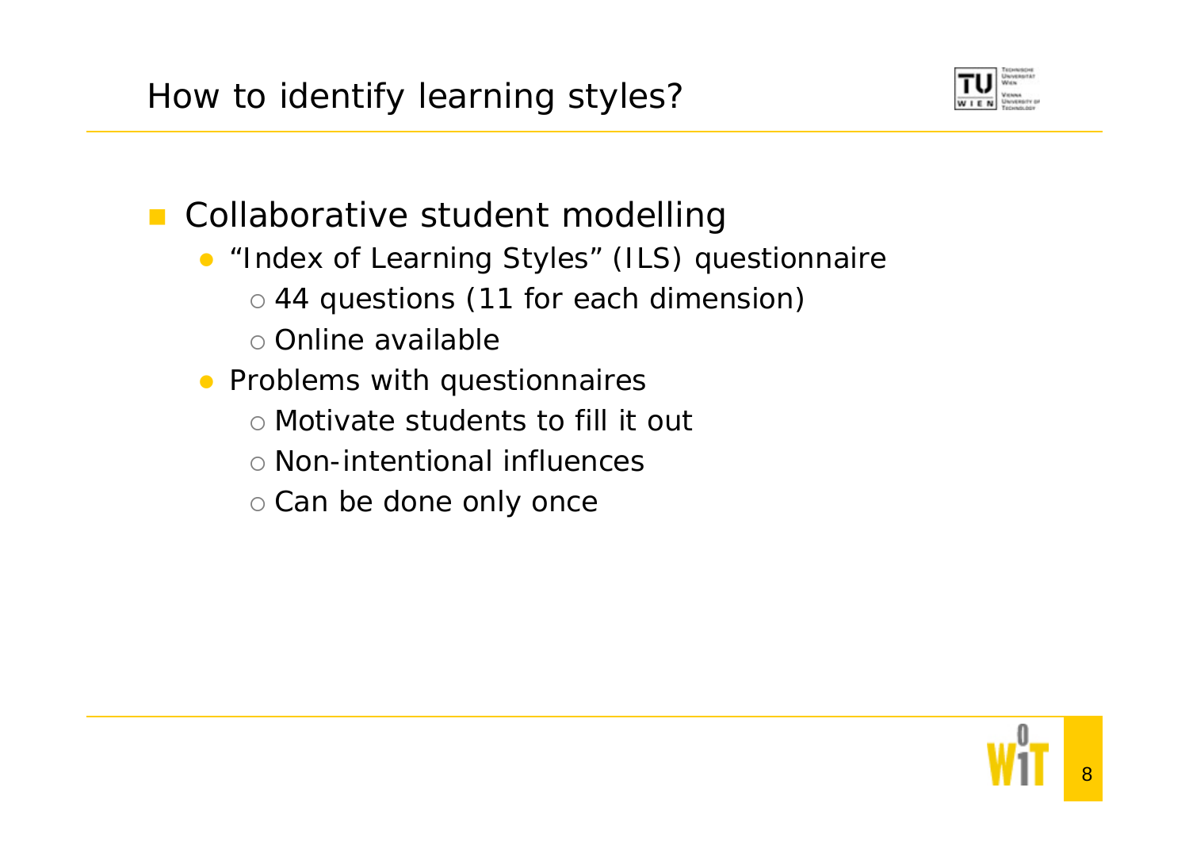# How to identify learning styles?

- Collaborative student modelling
  - "Index of Learning Styles" (ILS) questionnaire
    - 44 questions (11 for each dimension)
    - Online available
  - Problems with questionnaires
    - Motivate students to fill it out
    - Non-intentional influences
    - Can be done only once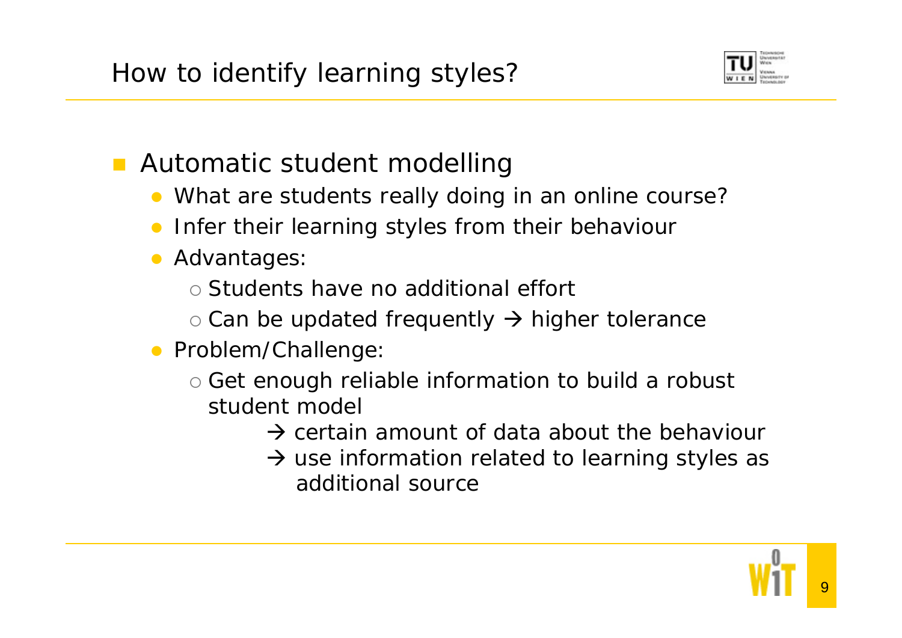# How to identify learning styles?

- Automatic student modelling
  - What are students really doing in an online course?
  - Infer their learning styles from their behaviour
  - Advantages:
    - Students have no additional effort
    - Can be updated frequently → higher tolerance
  - Problem/Challenge:
    - Get enough reliable information to build a robust student model
      - → certain amount of data about the behaviour
      - → use information related to learning styles as additional source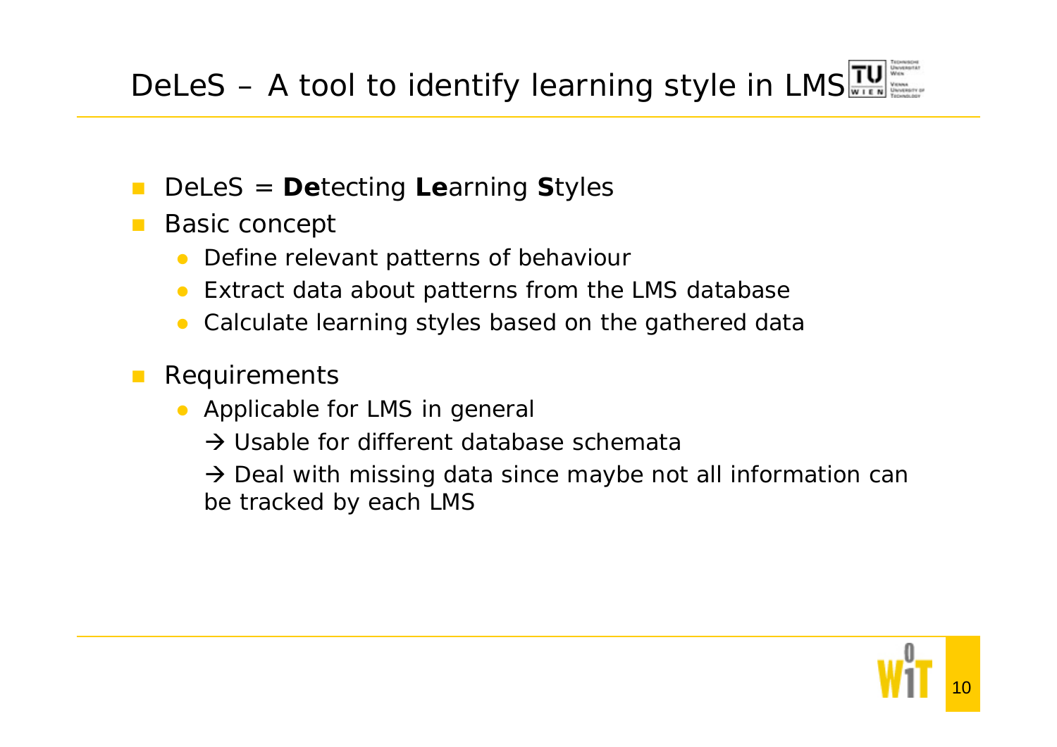# DeLeS – A tool to identify learning style in LMS

- DeLeS = **De**tecting **Le**arning **S**tyles
- Basic concept
  - Define relevant patterns of behaviour
  - Extract data about patterns from the LMS database
  - Calculate learning styles based on the gathered data
- Requirements
  - Applicable for LMS in general
    
    → Usable for different database schemata
    
    → Deal with missing data since maybe not all information can be tracked by each LMS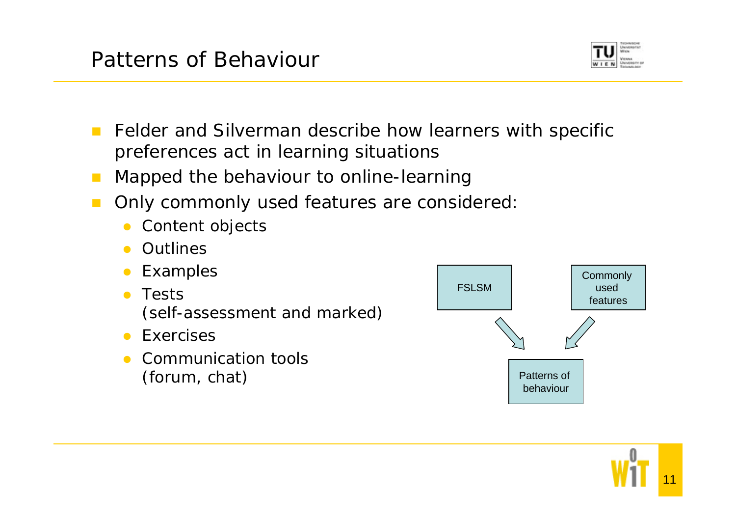# Patterns of Behaviour

- Felder and Silverman describe how learners with specific preferences act in learning situations
- Mapped the behaviour to online-learning
- Only commonly used features are considered:
  - Content objects
  - Outlines
  - Examples
  - Tests (self-assessment and marked)
  - Exercises
  - Communication tools (forum, chat)

FSLSM → Patterns of behaviour ← Commonly used features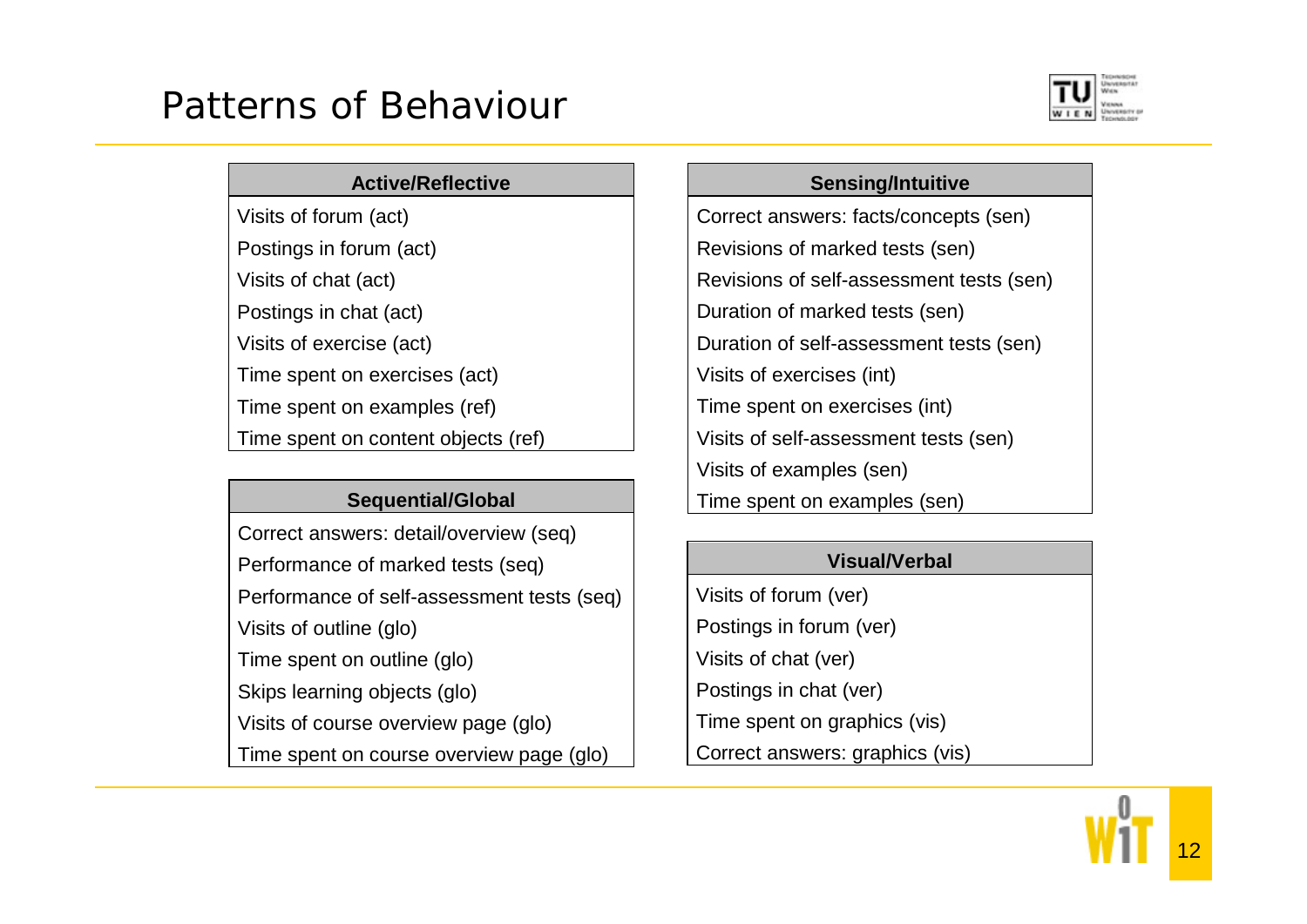# Patterns of Behaviour

| Active/Reflective |
| --- |
| Visits of forum (act) |
| Postings in forum (act) |
| Visits of chat (act) |
| Postings in chat (act) |
| Visits of exercise (act) |
| Time spent on exercises (act) |
| Time spent on examples (ref) |
| Time spent on content objects (ref) |

| Sequential/Global |
| --- |
| Correct answers: detail/overview (seq) |
| Performance of marked tests (seq) |
| Performance of self-assessment tests (seq) |
| Visits of outline (glo) |
| Time spent on outline (glo) |
| Skips learning objects (glo) |
| Visits of course overview page (glo) |
| Time spent on course overview page (glo) |

| Sensing/Intuitive |
| --- |
| Correct answers: facts/concepts (sen) |
| Revisions of marked tests (sen) |
| Revisions of self-assessment tests (sen) |
| Duration of marked tests (sen) |
| Duration of self-assessment tests (sen) |
| Visits of exercises (int) |
| Time spent on exercises (int) |
| Visits of self-assessment tests (sen) |
| Visits of examples (sen) |
| Time spent on examples (sen) |

| Visual/Verbal |
| --- |
| Visits of forum (ver) |
| Postings in forum (ver) |
| Visits of chat (ver) |
| Postings in chat (ver) |
| Time spent on graphics (vis) |
| Correct answers: graphics (vis) |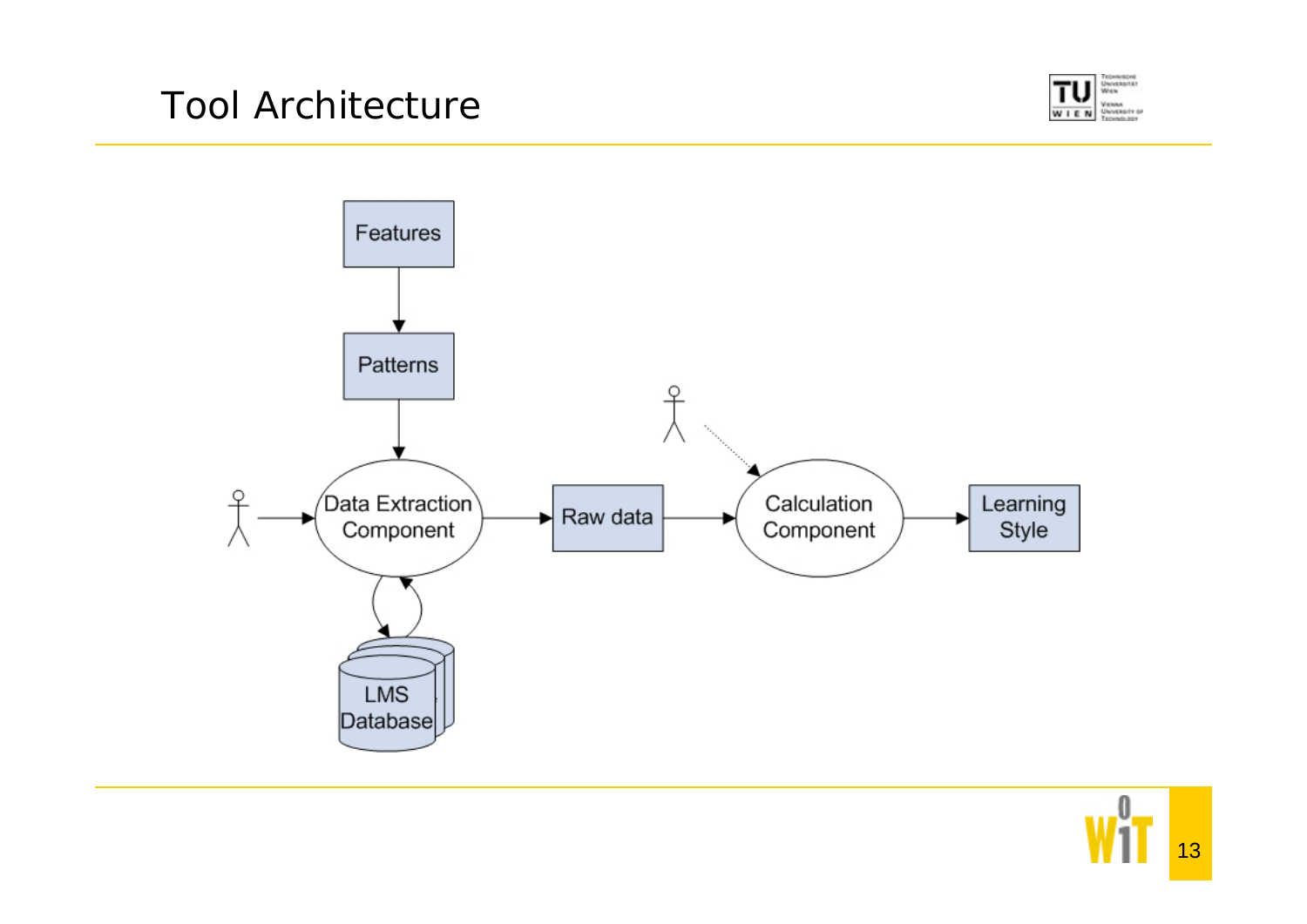# Tool Architecture

Features

Patterns

Data Extraction Component

Raw data

Calculation Component

Learning Style

LMS Database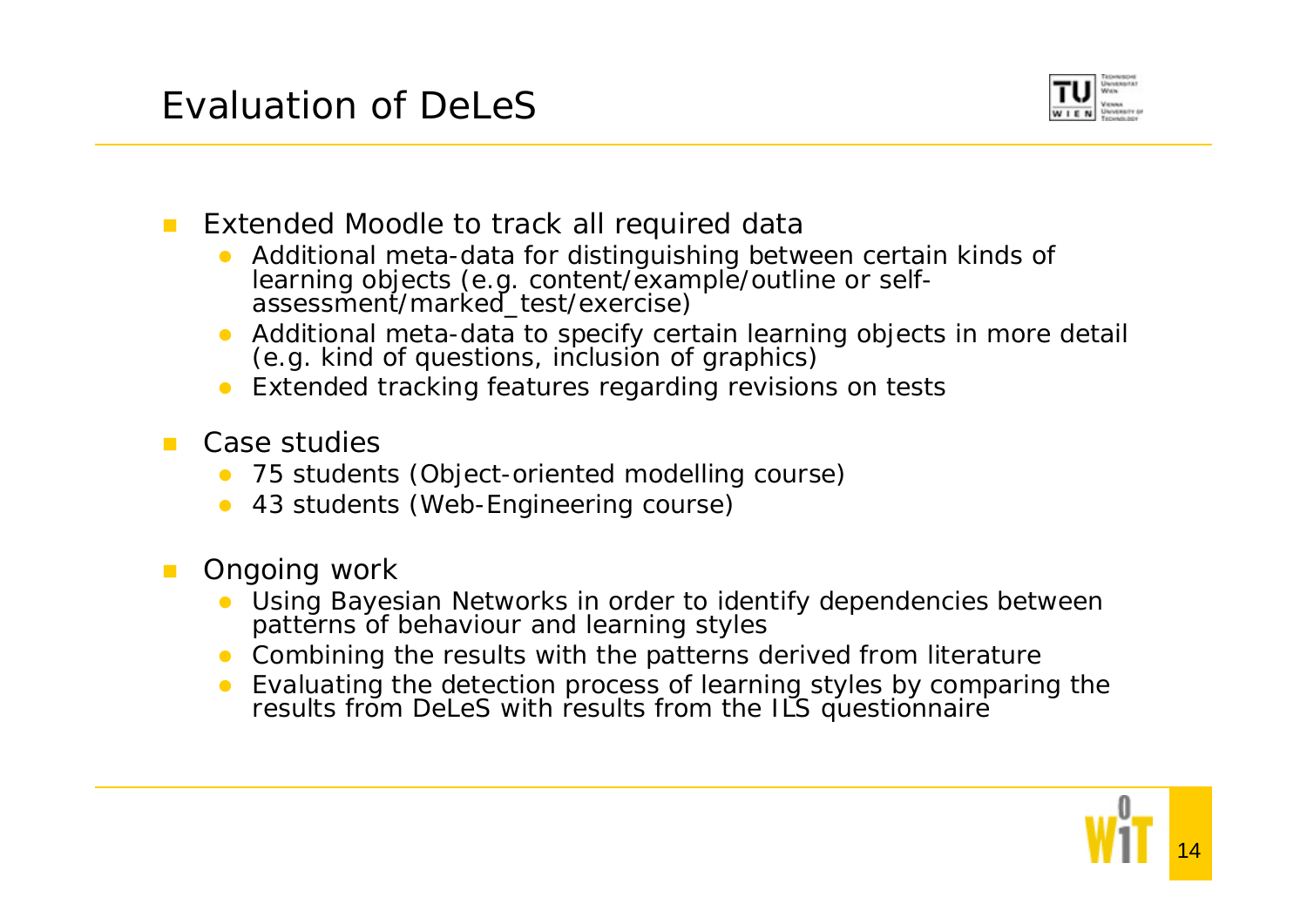# Evaluation of DeLeS

- Extended Moodle to track all required data
  - Additional meta-data for distinguishing between certain kinds of learning objects (e.g. content/example/outline or self-assessment/marked_test/exercise)
  - Additional meta-data to specify certain learning objects in more detail (e.g. kind of questions, inclusion of graphics)
  - Extended tracking features regarding revisions on tests
- Case studies
  - 75 students (Object-oriented modelling course)
  - 43 students (Web-Engineering course)
- Ongoing work
  - Using Bayesian Networks in order to identify dependencies between patterns of behaviour and learning styles
  - Combining the results with the patterns derived from literature
  - Evaluating the detection process of learning styles by comparing the results from DeLeS with results from the ILS questionnaire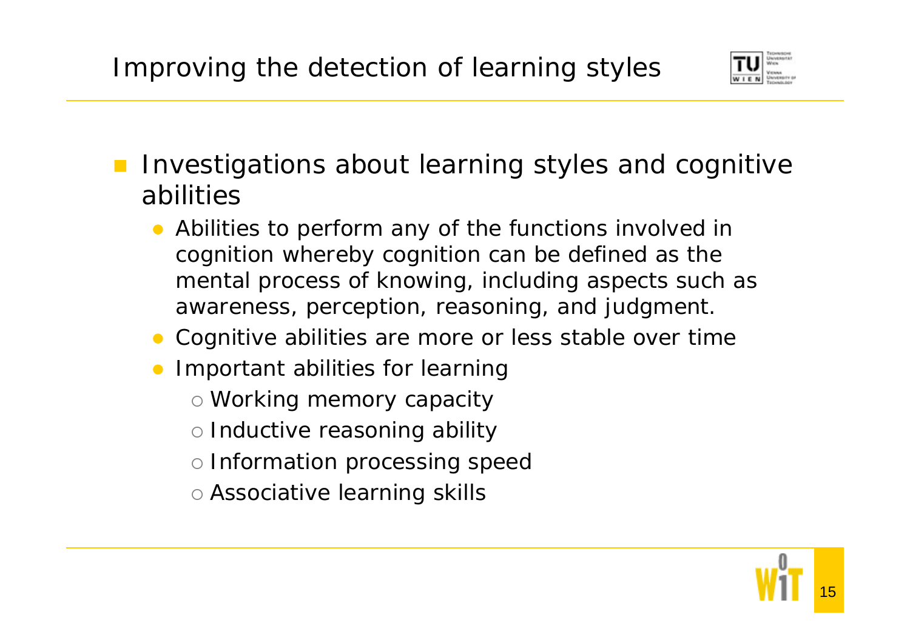# Improving the detection of learning styles

- Investigations about learning styles and cognitive abilities
  - Abilities to perform any of the functions involved in cognition whereby cognition can be defined as the mental process of knowing, including aspects such as awareness, perception, reasoning, and judgment.
  - Cognitive abilities are more or less stable over time
  - Important abilities for learning
    - Working memory capacity
    - Inductive reasoning ability
    - Information processing speed
    - Associative learning skills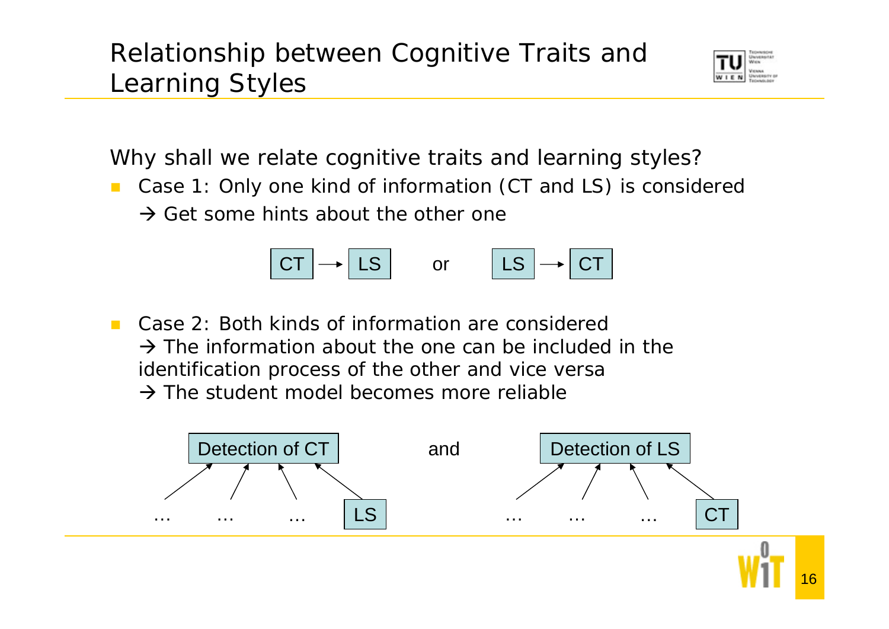# Relationship between Cognitive Traits and Learning Styles

Why shall we relate cognitive traits and learning styles?

- Case 1: Only one kind of information (CT and LS) is considered
  → Get some hints about the other one

  CT → LS or LS → CT

- Case 2: Both kinds of information are considered
  → The information about the one can be included in the identification process of the other and vice versa
  → The student model becomes more reliable

  Detection of CT ← … … … LS and Detection of LS ← … … … CT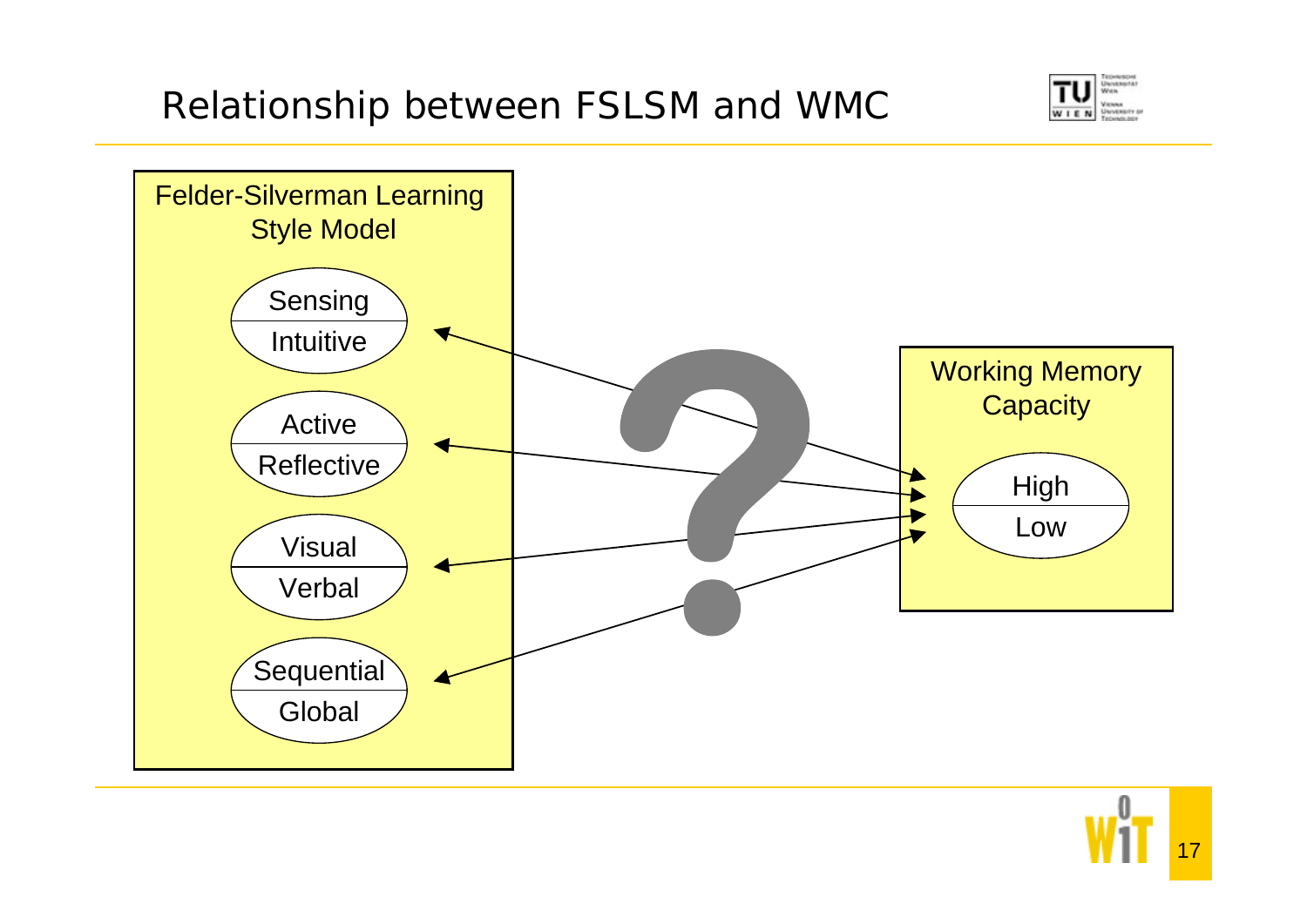# Relationship between FSLSM and WMC

Felder-Silverman Learning Style Model

- Sensing / Intuitive
- Active / Reflective
- Visual / Verbal
- Sequential / Global

Working Memory Capacity

- High / Low

?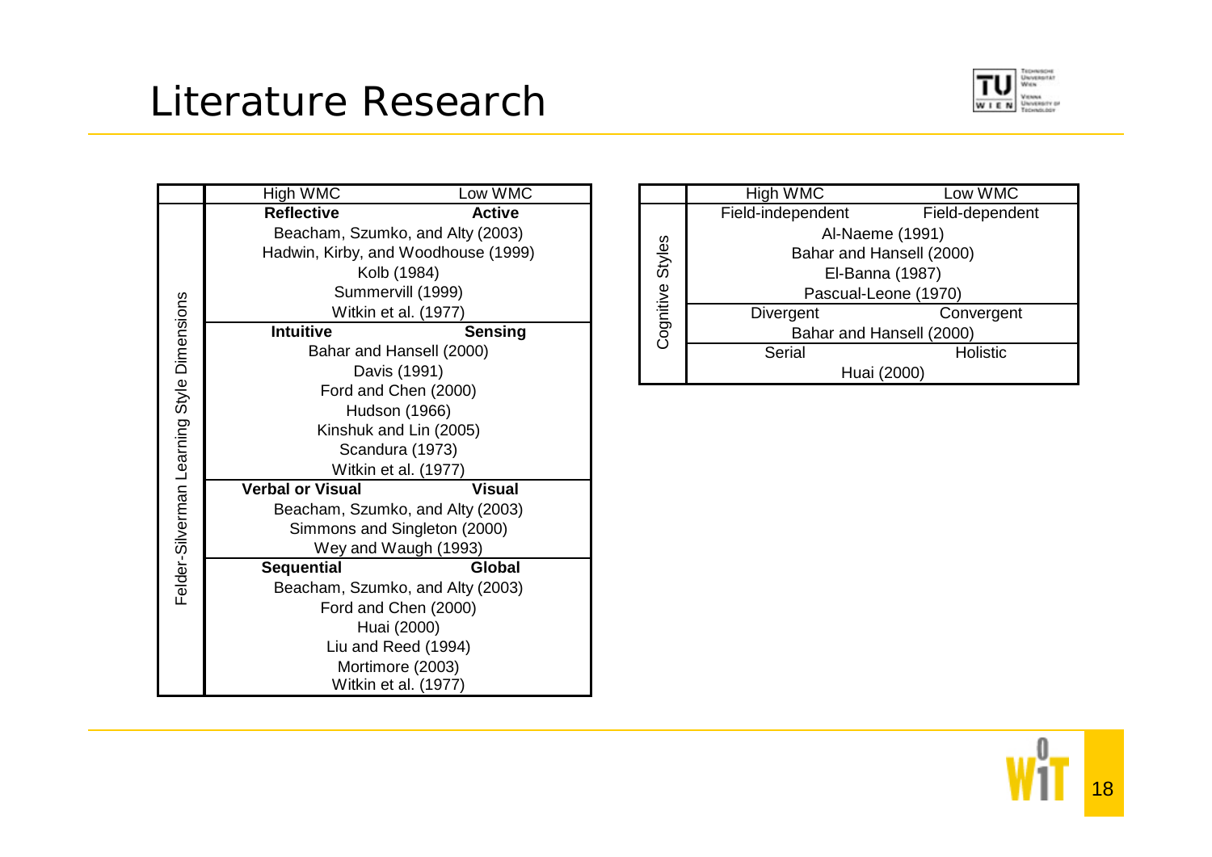# Literature Research

| | High WMC | Low WMC |
|---|---|---|
| Felder-Silverman Learning Style Dimensions | **Reflective** | **Active** |
| | Beacham, Szumko, and Alty (2003) | |
| | Hadwin, Kirby, and Woodhouse (1999) | |
| | Kolb (1984) | |
| | Summervill (1999) | |
| | Witkin et al. (1977) | |
| | **Intuitive** | **Sensing** |
| | Bahar and Hansell (2000) | |
| | Davis (1991) | |
| | Ford and Chen (2000) | |
| | Hudson (1966) | |
| | Kinshuk and Lin (2005) | |
| | Scandura (1973) | |
| | Witkin et al. (1977) | |
| | **Verbal or Visual** | **Visual** |
| | Beacham, Szumko, and Alty (2003) | |
| | Simmons and Singleton (2000) | |
| | Wey and Waugh (1993) | |
| | **Sequential** | **Global** |
| | Beacham, Szumko, and Alty (2003) | |
| | Ford and Chen (2000) | |
| | Huai (2000) | |
| | Liu and Reed (1994) | |
| | Mortimore (2003) | |
| | Witkin et al. (1977) | |

| | High WMC | Low WMC |
|---|---|---|
| Cognitive Styles | Field-independent | Field-dependent |
| | Al-Naeme (1991) | |
| | Bahar and Hansell (2000) | |
| | El-Banna (1987) | |
| | Pascual-Leone (1970) | |
| | Divergent | Convergent |
| | Bahar and Hansell (2000) | |
| | Serial | Holistic |
| | Huai (2000) | |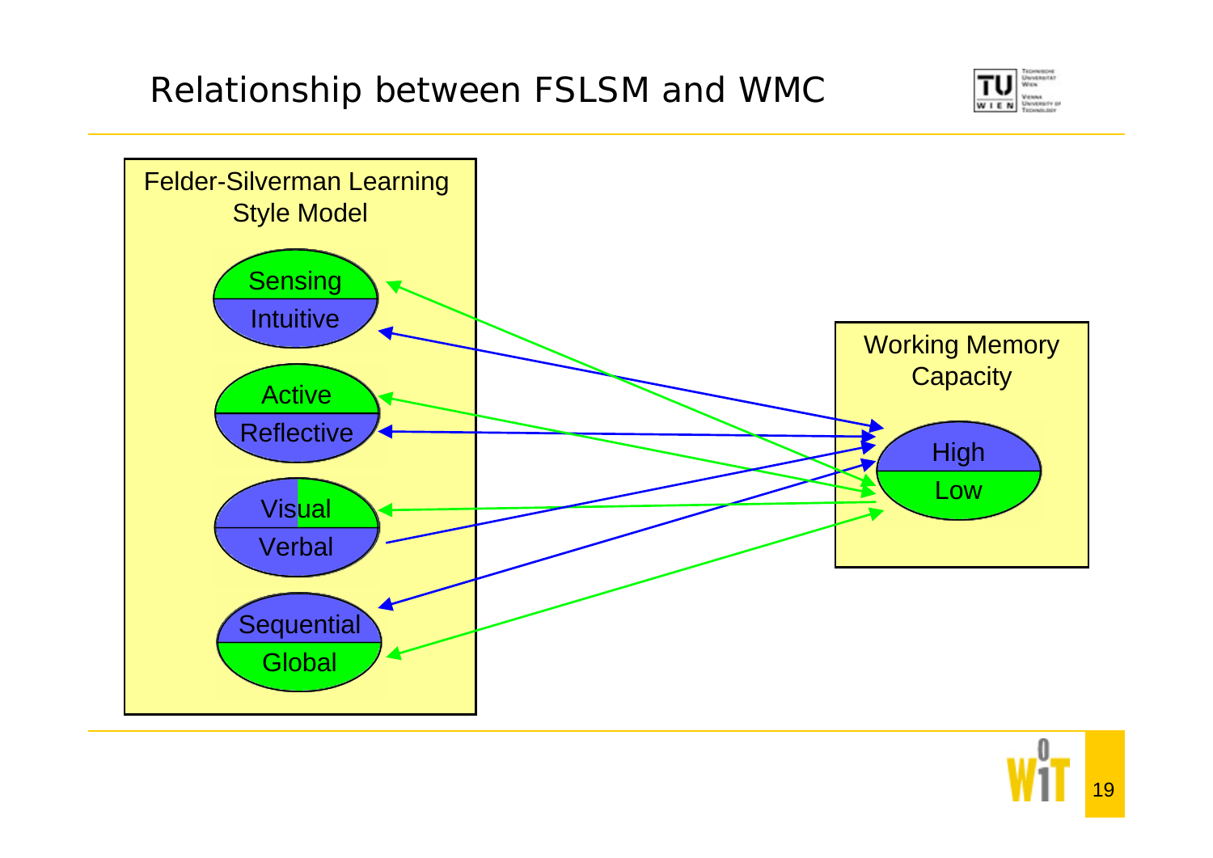# Relationship between FSLSM and WMC

Felder-Silverman Learning Style Model

- Sensing / Intuitive
- Active / Reflective
- Visual / Verbal
- Sequential / Global

Working Memory Capacity

- High / Low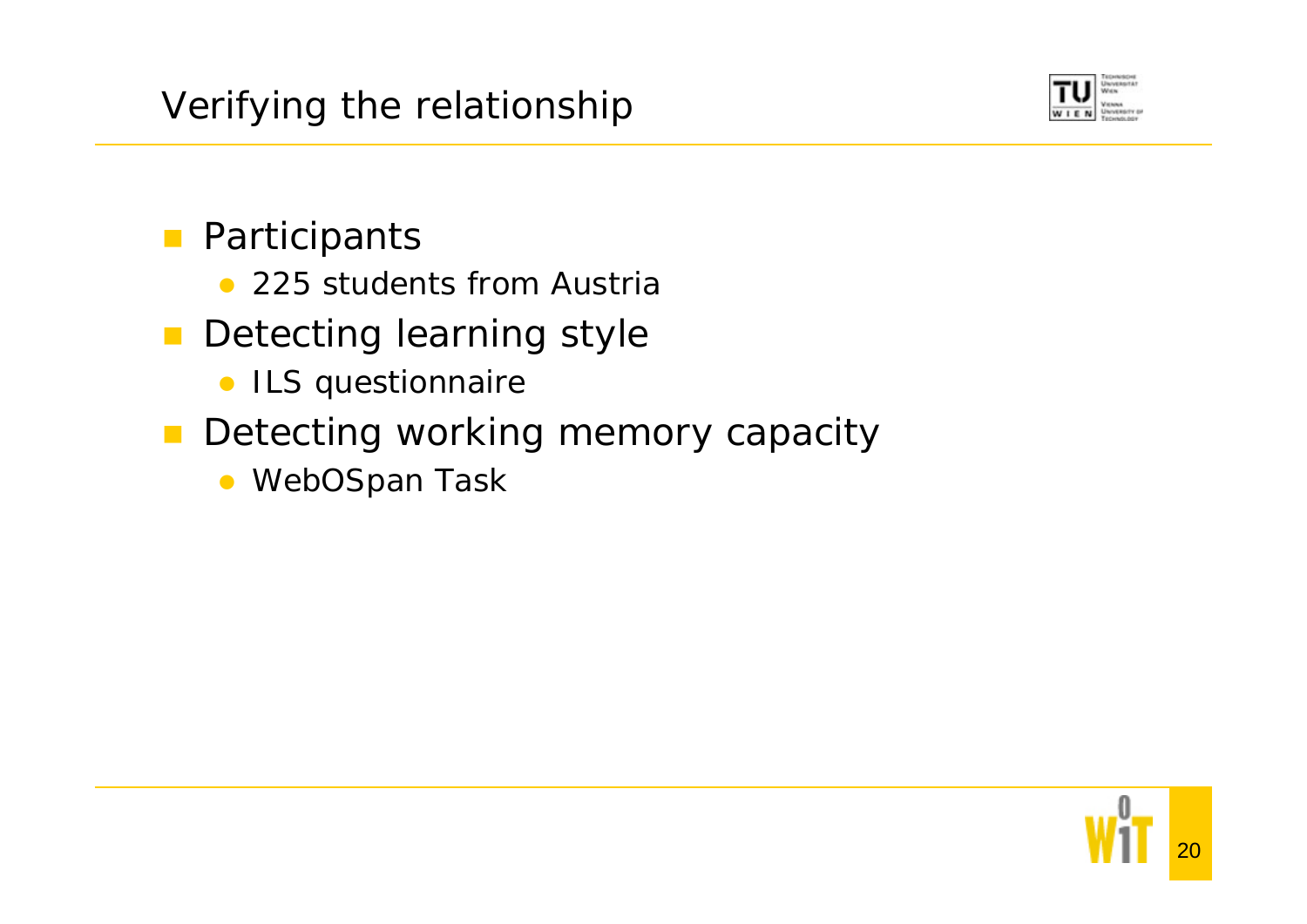# Verifying the relationship

- Participants
  - 225 students from Austria
- Detecting learning style
  - ILS questionnaire
- Detecting working memory capacity
  - WebOSpan Task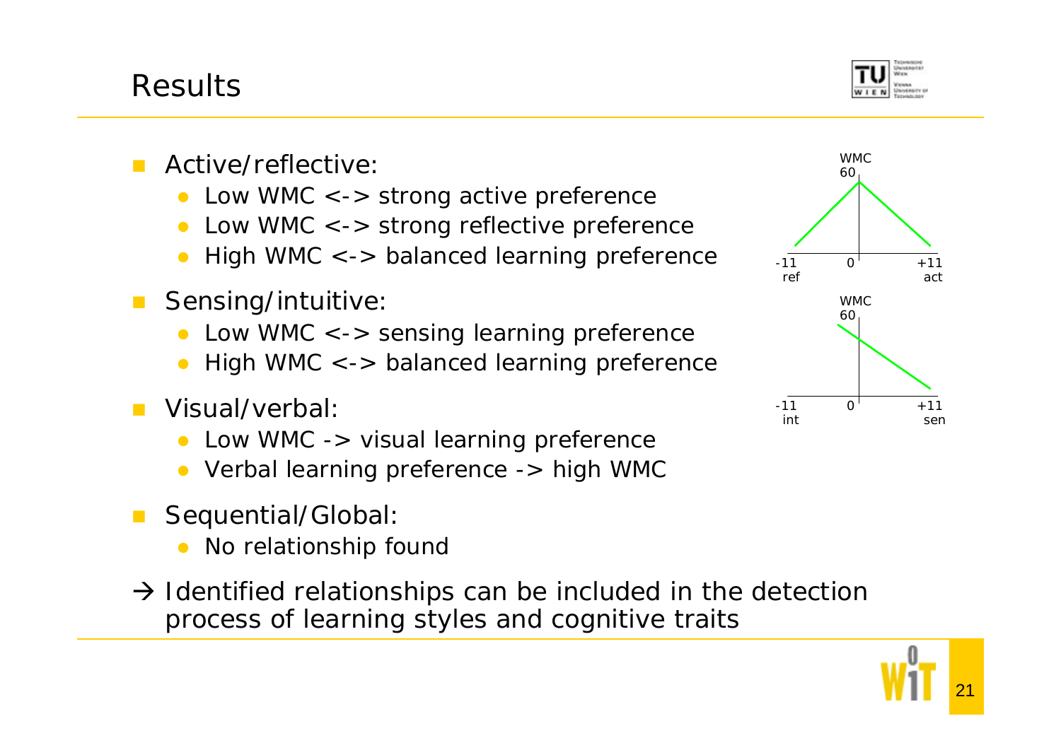# Results

- Active/reflective:
  - Low WMC <-> strong active preference
  - Low WMC <-> strong reflective preference
  - High WMC <-> balanced learning preference
- Sensing/intuitive:
  - Low WMC <-> sensing learning preference
  - High WMC <-> balanced learning preference
- Visual/verbal:
  - Low WMC -> visual learning preference
  - Verbal learning preference -> high WMC
- Sequential/Global:
  - No relationship found

→ Identified relationships can be included in the detection process of learning styles and cognitive traits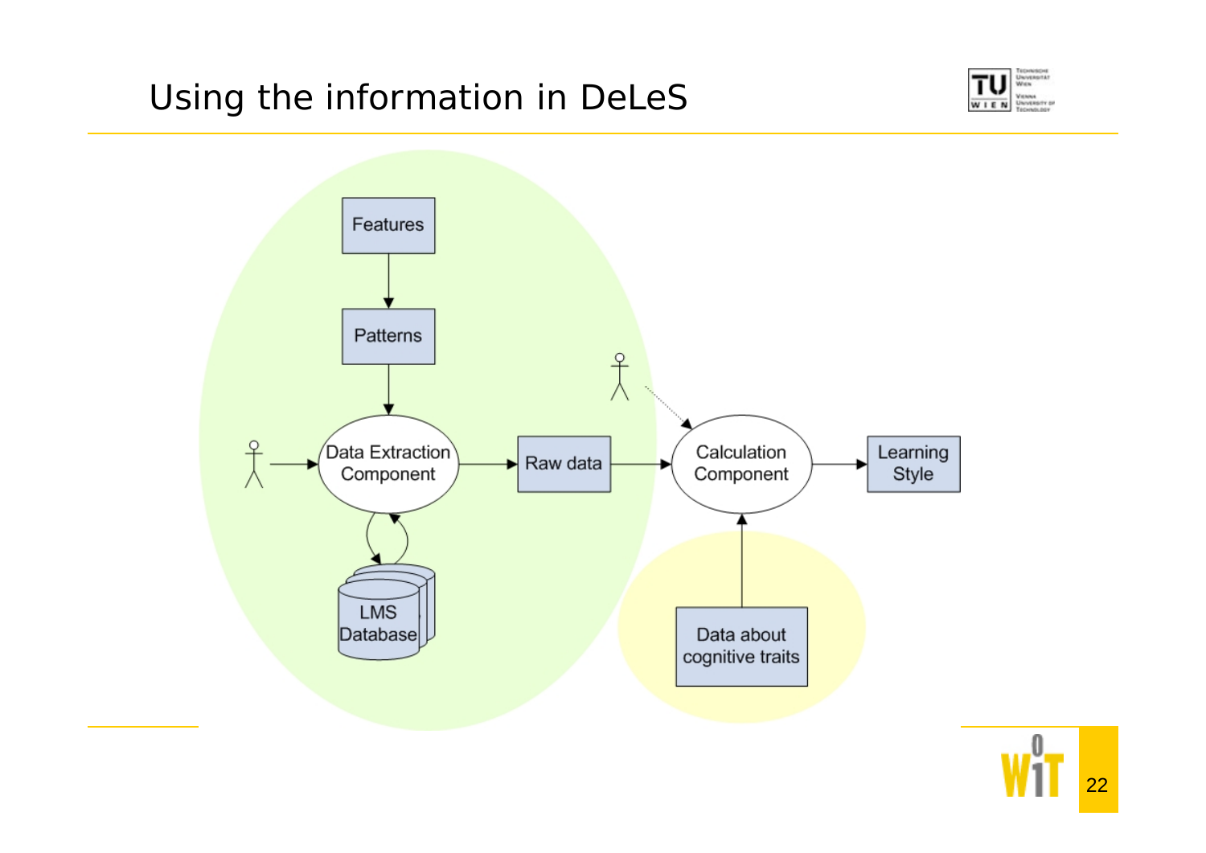# Using the information in DeLeS

Features

Patterns

Data Extraction Component

LMS Database

Raw data

Calculation Component

Learning Style

Data about cognitive traits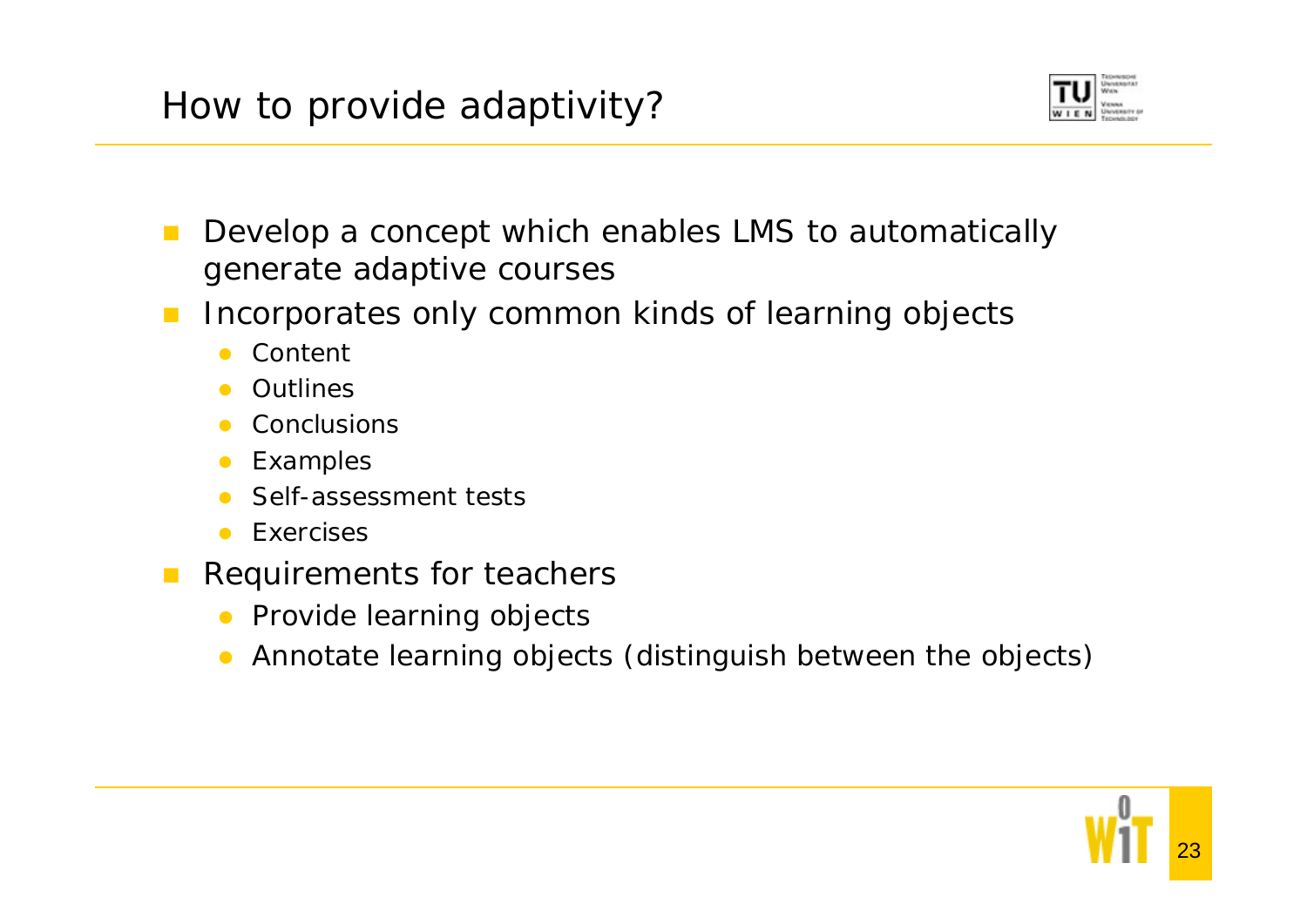# How to provide adaptivity?

- Develop a concept which enables LMS to automatically generate adaptive courses
- Incorporates only common kinds of learning objects
  - Content
  - Outlines
  - Conclusions
  - Examples
  - Self-assessment tests
  - Exercises
- Requirements for teachers
  - Provide learning objects
  - Annotate learning objects (distinguish between the objects)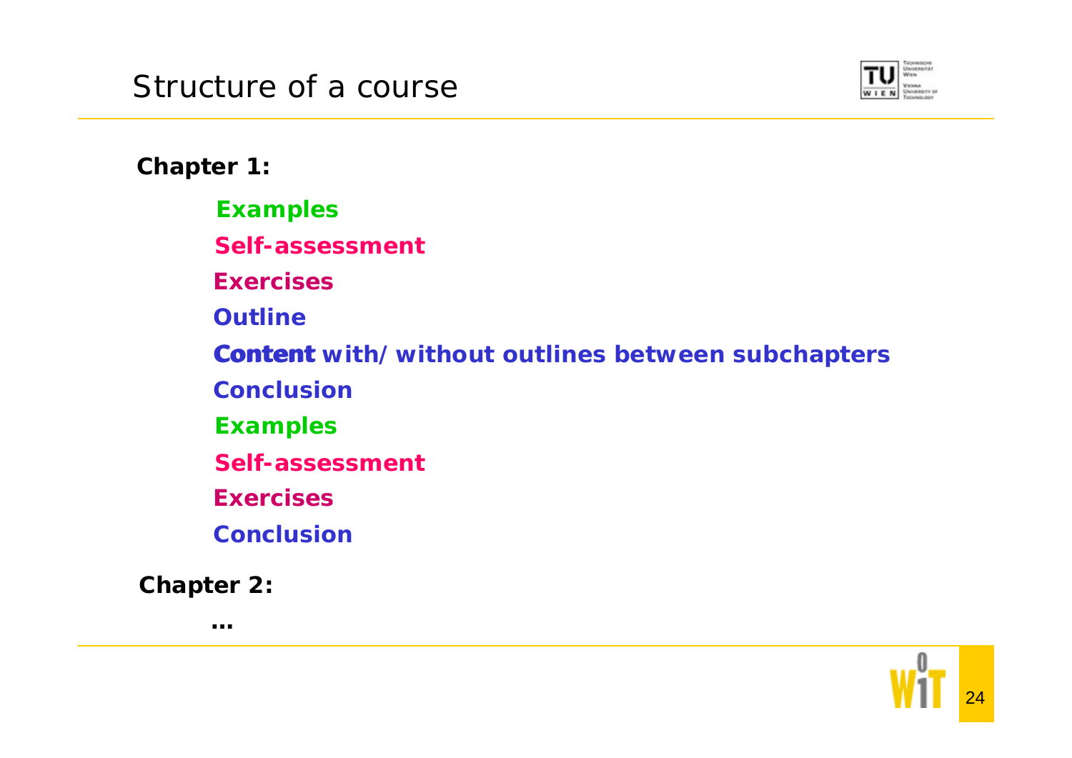# Structure of a course

**Chapter 1:**

- **Examples**
- **Self-assessment**
- **Exercises**
- **Outline**
- **Content with/without outlines between subchapters**
- **Conclusion**
- **Examples**
- **Self-assessment**
- **Exercises**
- **Conclusion**

**Chapter 2:**

- **...**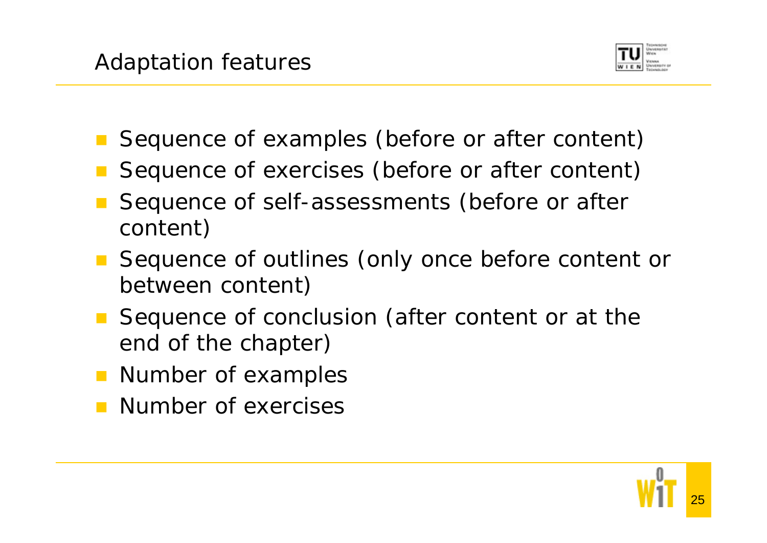# Adaptation features

- Sequence of examples (before or after content)
- Sequence of exercises (before or after content)
- Sequence of self-assessments (before or after content)
- Sequence of outlines (only once before content or between content)
- Sequence of conclusion (after content or at the end of the chapter)
- Number of examples
- Number of exercises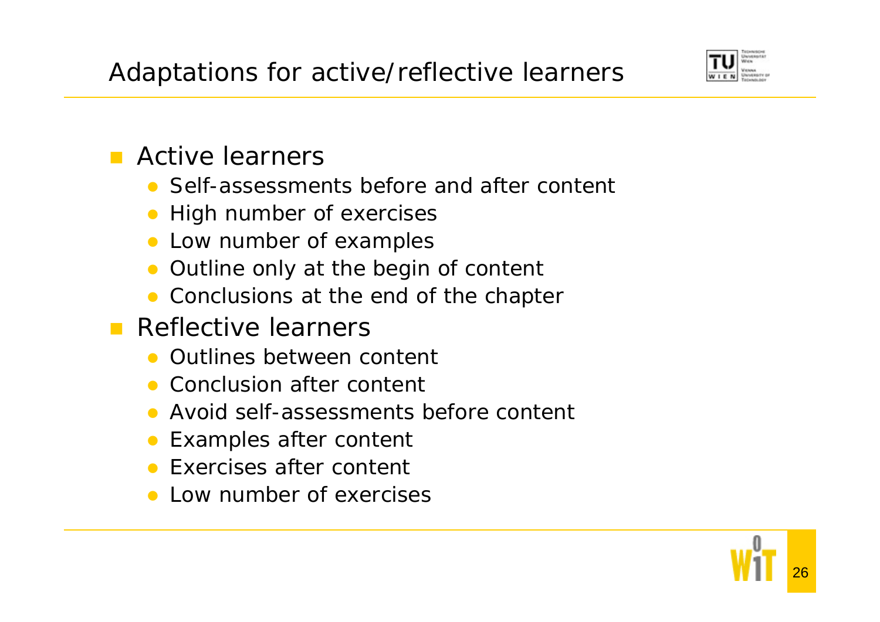# Adaptations for active/reflective learners

- Active learners
  - Self-assessments before and after content
  - High number of exercises
  - Low number of examples
  - Outline only at the begin of content
  - Conclusions at the end of the chapter
- Reflective learners
  - Outlines between content
  - Conclusion after content
  - Avoid self-assessments before content
  - Examples after content
  - Exercises after content
  - Low number of exercises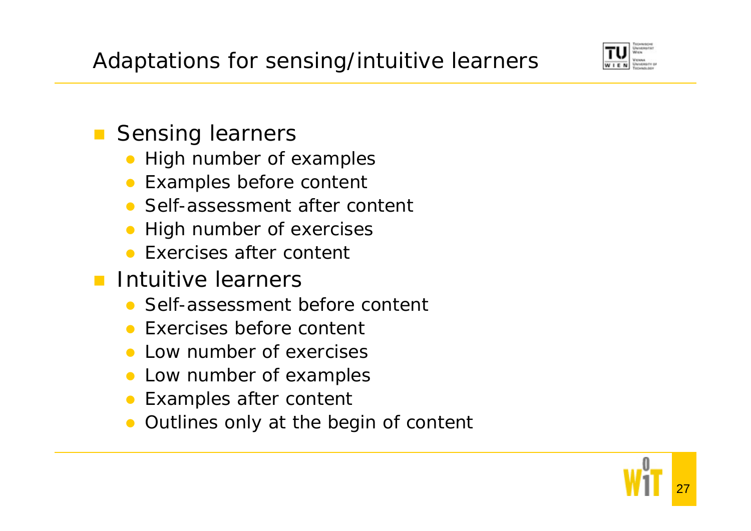# Adaptations for sensing/intuitive learners

- Sensing learners
  - High number of examples
  - Examples before content
  - Self-assessment after content
  - High number of exercises
  - Exercises after content
- Intuitive learners
  - Self-assessment before content
  - Exercises before content
  - Low number of exercises
  - Low number of examples
  - Examples after content
  - Outlines only at the begin of content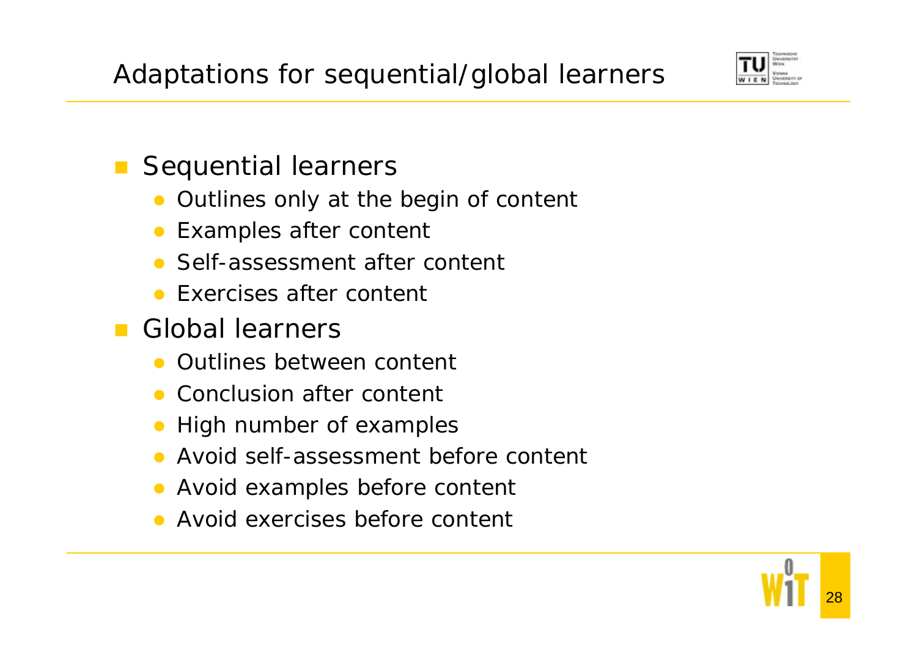# Adaptations for sequential/global learners

- Sequential learners
  - Outlines only at the begin of content
  - Examples after content
  - Self-assessment after content
  - Exercises after content
- Global learners
  - Outlines between content
  - Conclusion after content
  - High number of examples
  - Avoid self-assessment before content
  - Avoid examples before content
  - Avoid exercises before content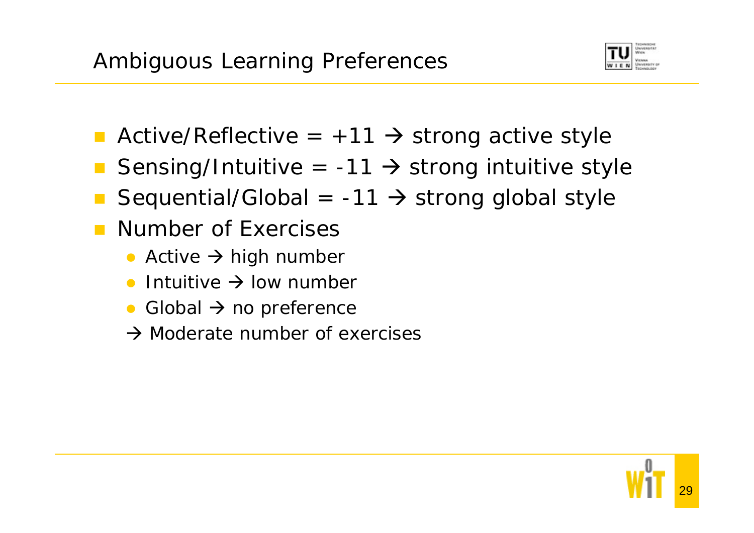# Ambiguous Learning Preferences

- Active/Reflective = +11 → strong active style
- Sensing/Intuitive = -11 → strong intuitive style
- Sequential/Global = -11 → strong global style
- Number of Exercises
  - Active → high number
  - Intuitive → low number
  - Global → no preference
  
  → Moderate number of exercises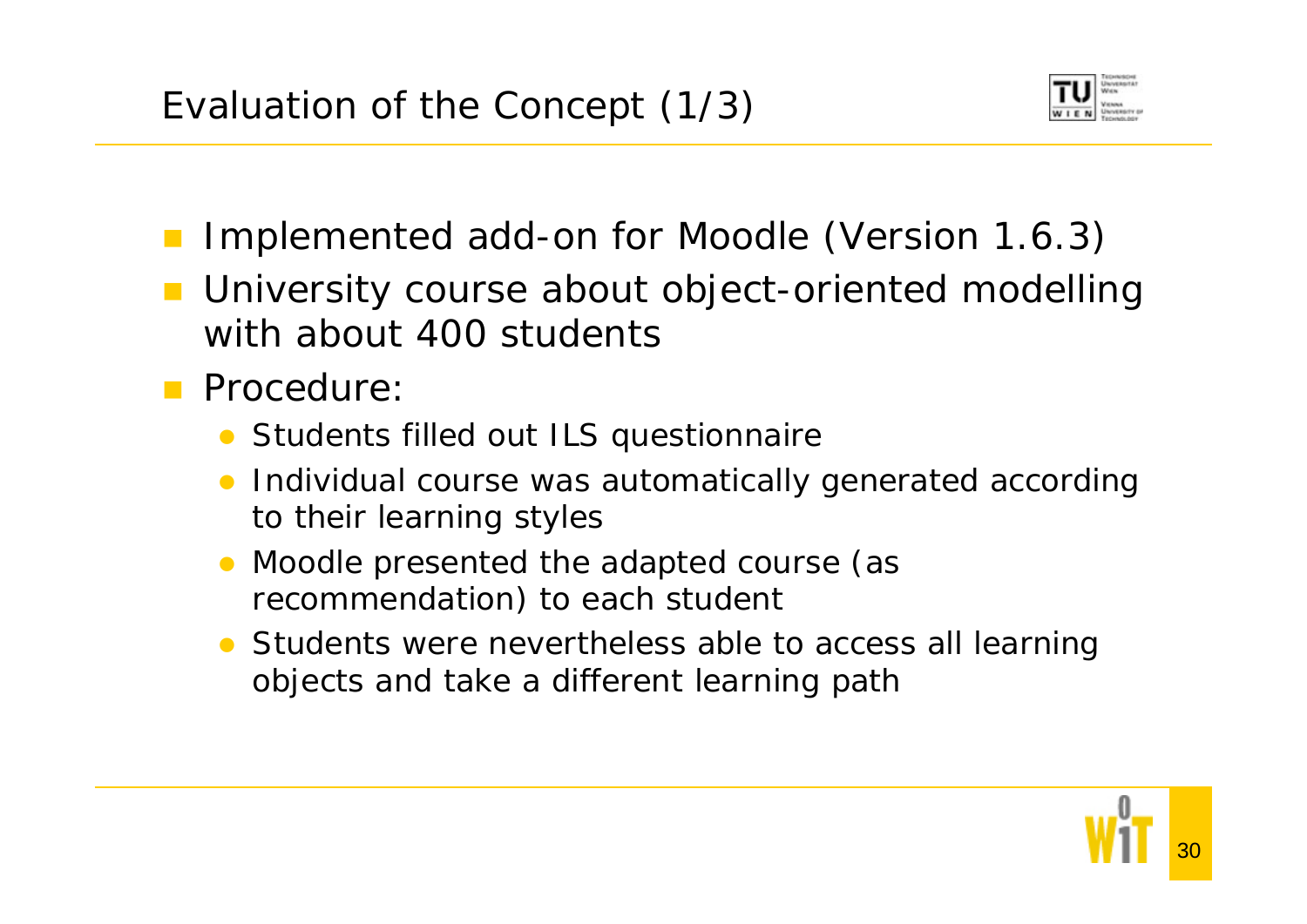# Evaluation of the Concept (1/3)

- Implemented add-on for Moodle (Version 1.6.3)
- University course about object-oriented modelling with about 400 students
- Procedure:
  - Students filled out ILS questionnaire
  - Individual course was automatically generated according to their learning styles
  - Moodle presented the adapted course (as recommendation) to each student
  - Students were nevertheless able to access all learning objects and take a different learning path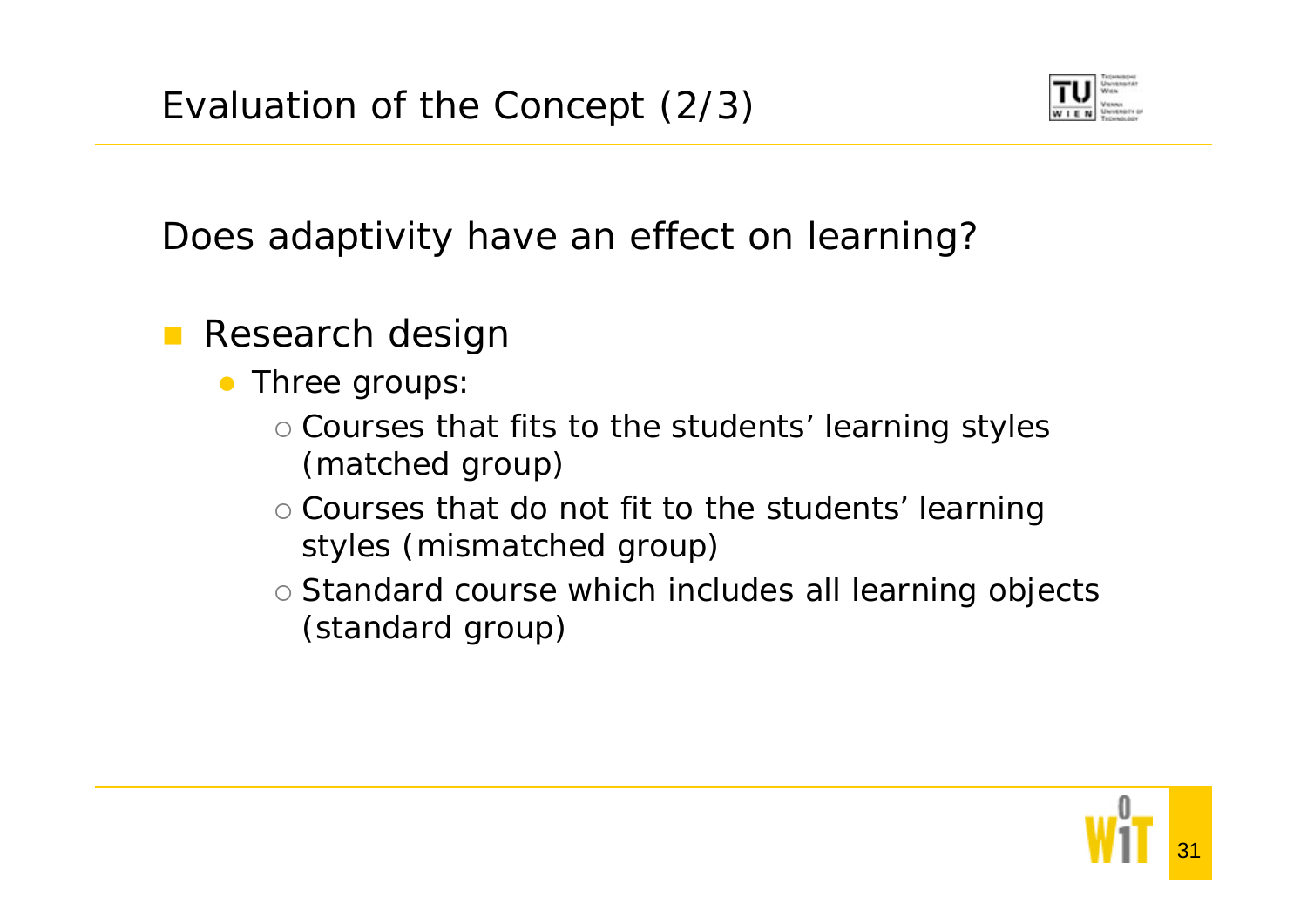# Evaluation of the Concept (2/3)

Does adaptivity have an effect on learning?

- Research design
  - Three groups:
    - Courses that fits to the students' learning styles (matched group)
    - Courses that do not fit to the students' learning styles (mismatched group)
    - Standard course which includes all learning objects (standard group)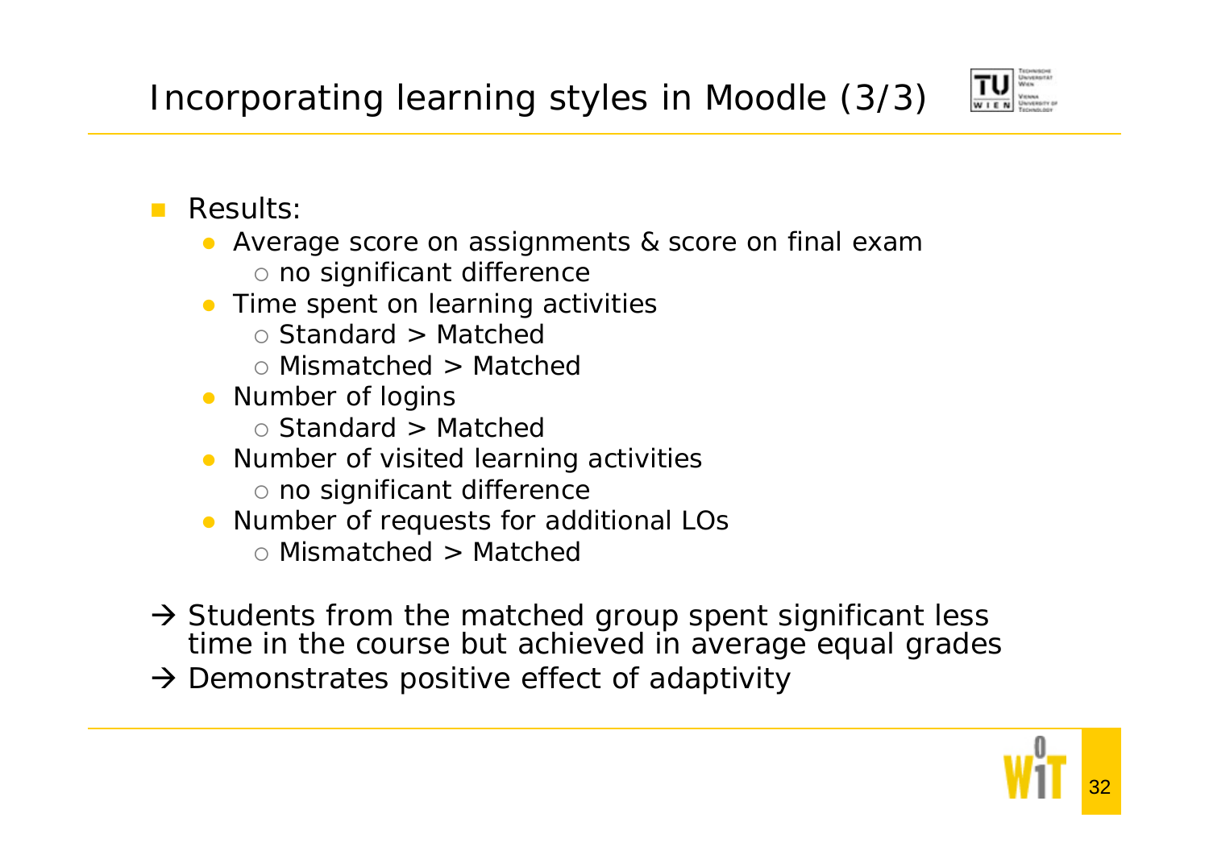# Incorporating learning styles in Moodle (3/3)

- Results:
  - Average score on assignments & score on final exam
    - no significant difference
  - Time spent on learning activities
    - Standard > Matched
    - Mismatched > Matched
  - Number of logins
    - Standard > Matched
  - Number of visited learning activities
    - no significant difference
  - Number of requests for additional LOs
    - Mismatched > Matched

→ Students from the matched group spent significant less time in the course but achieved in average equal grades

→ Demonstrates positive effect of adaptivity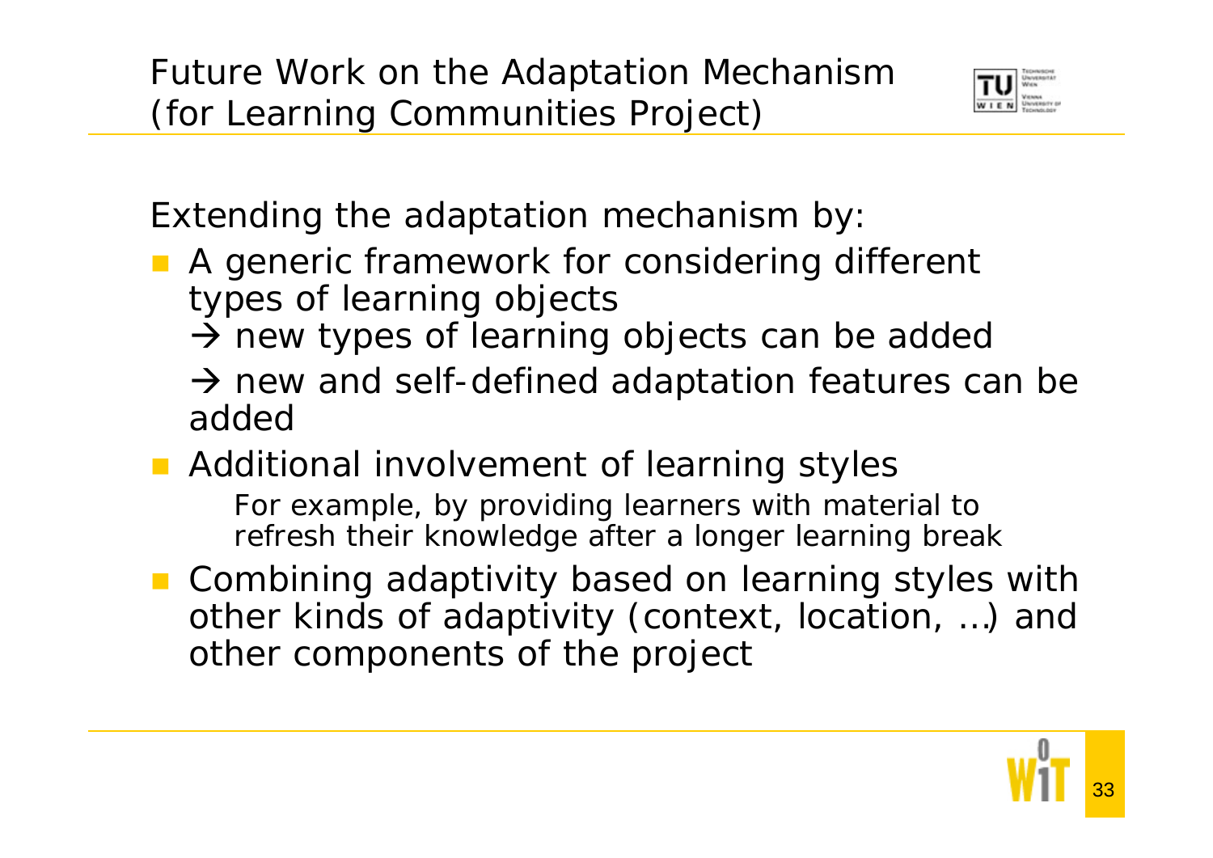# Future Work on the Adaptation Mechanism (for Learning Communities Project)

Extending the adaptation mechanism by:

- A generic framework for considering different types of learning objects
  - → new types of learning objects can be added
  - → new and self-defined adaptation features can be added
- Additional involvement of learning styles
  - For example, by providing learners with material to refresh their knowledge after a longer learning break
- Combining adaptivity based on learning styles with other kinds of adaptivity (context, location, …) and other components of the project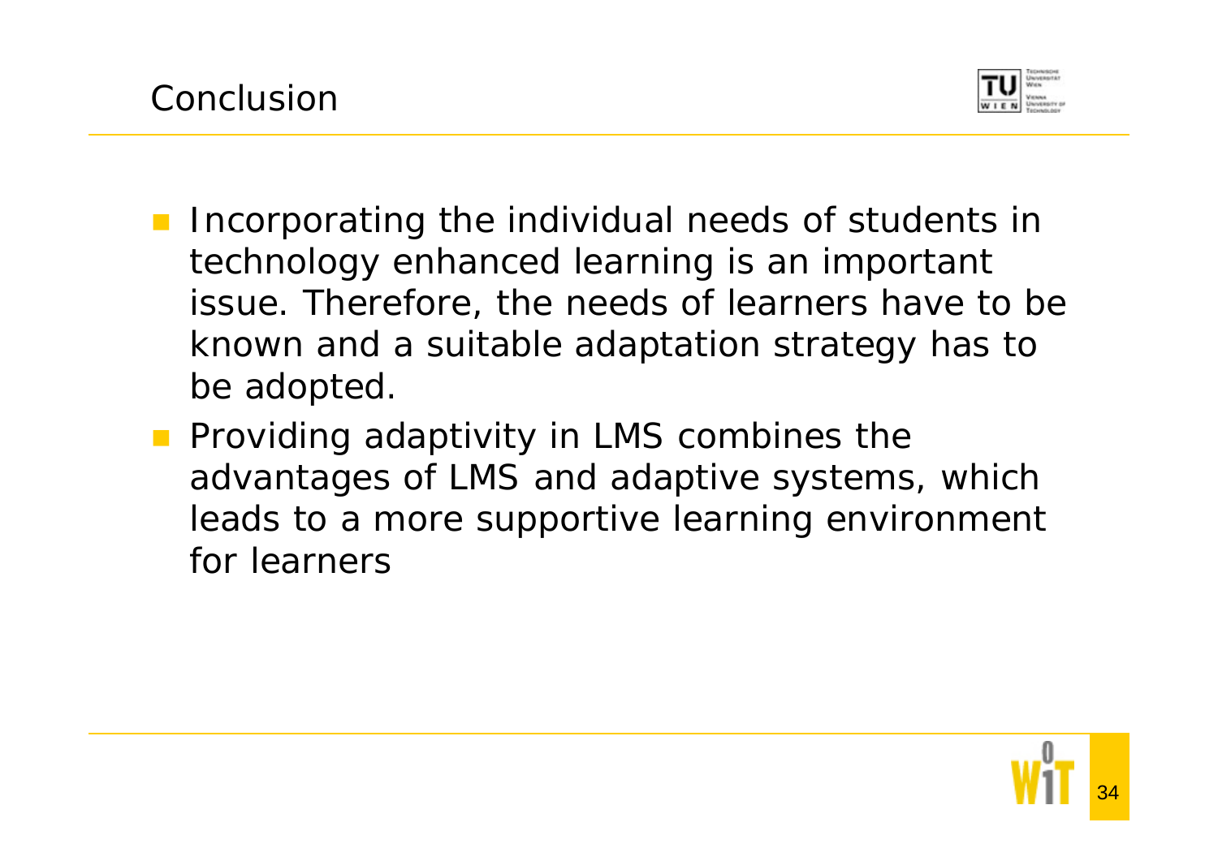# Conclusion

- Incorporating the individual needs of students in technology enhanced learning is an important issue. Therefore, the needs of learners have to be known and a suitable adaptation strategy has to be adopted.
- Providing adaptivity in LMS combines the advantages of LMS and adaptive systems, which leads to a more supportive learning environment for learners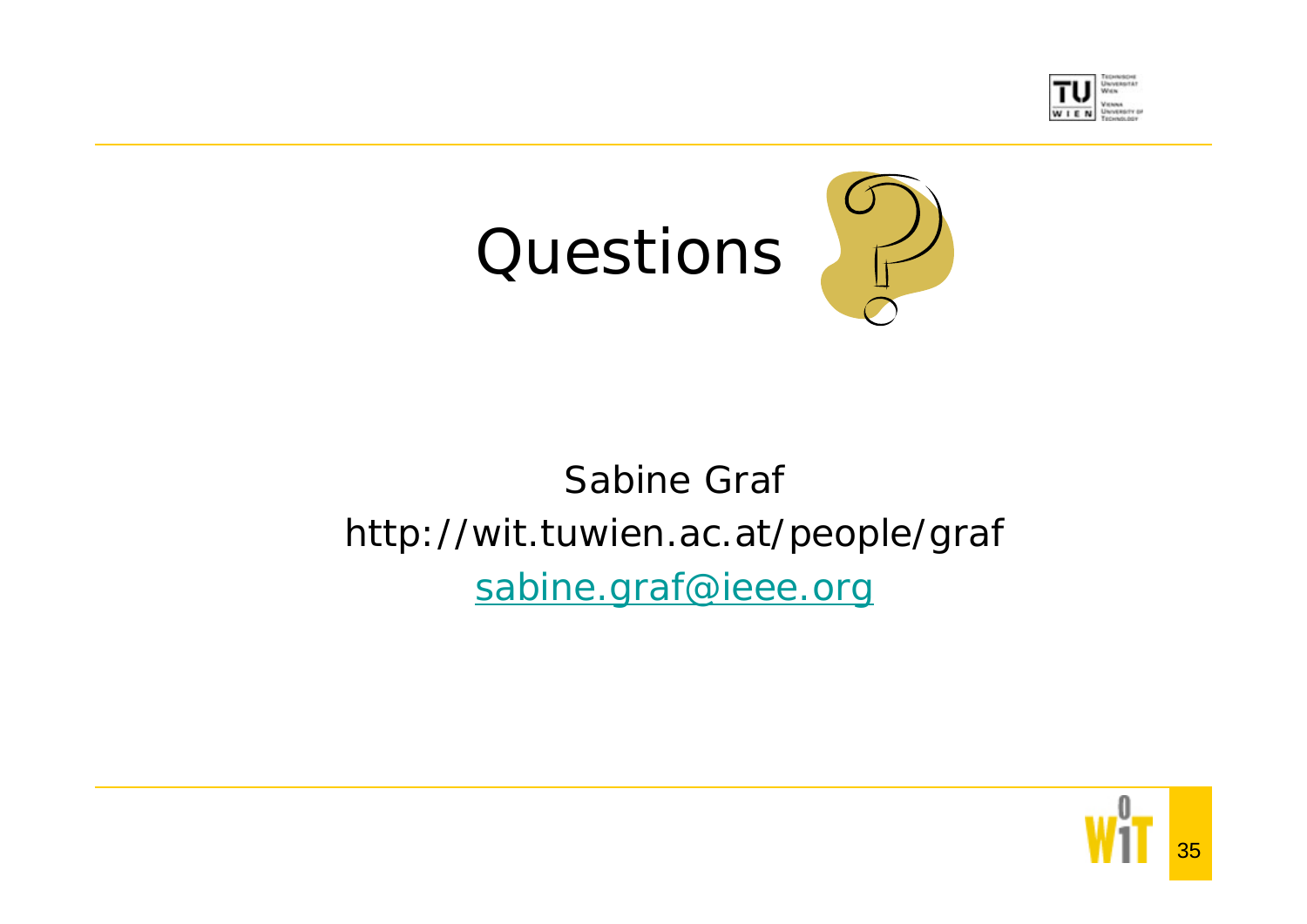# Questions

Sabine Graf

http://wit.tuwien.ac.at/people/graf

sabine.graf@ieee.org